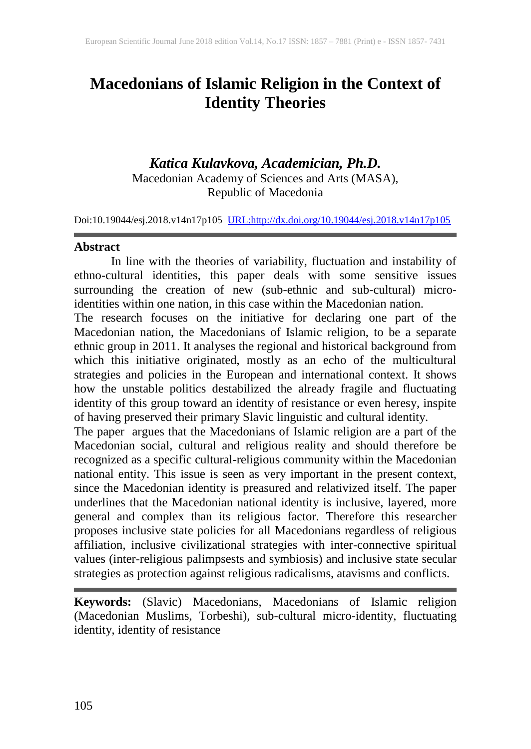# Macedonians of Islamic Religion in the Context of Identity Theories

***Katica Kulavkova, Academician, Ph.D.***

Macedonian Academy of Sciences and Arts (MASA),
Republic of Macedonia

Doi:10.19044/esj.2018.v14n17p105 [URL:http://dx.doi.org/10.19044/esj.2018.v14n17p105](http://dx.doi.org/10.19044/esj.2018.v14n17p105)

---

## Abstract

In line with the theories of variability, fluctuation and instability of ethno-cultural identities, this paper deals with some sensitive issues surrounding the creation of new (sub-ethnic and sub-cultural) micro-identities within one nation, in this case within the Macedonian nation.

The research focuses on the initiative for declaring one part of the Macedonian nation, the Macedonians of Islamic religion, to be a separate ethnic group in 2011. It analyses the regional and historical background from which this initiative originated, mostly as an echo of the multicultural strategies and policies in the European and international context. It shows how the unstable politics destabilized the already fragile and fluctuating identity of this group toward an identity of resistance or even heresy, inspite of having preserved their primary Slavic linguistic and cultural identity.

The paper argues that the Macedonians of Islamic religion are a part of the Macedonian social, cultural and religious reality and should therefore be recognized as a specific cultural-religious community within the Macedonian national entity. This issue is seen as very important in the present context, since the Macedonian identity is preasured and relativized itself. The paper underlines that the Macedonian national identity is inclusive, layered, more general and complex than its religious factor. Therefore this researcher proposes inclusive state policies for all Macedonians regardless of religious affiliation, inclusive civilizational strategies with inter-connective spiritual values (inter-religious palimpsests and symbiosis) and inclusive state secular strategies as protection against religious radicalisms, atavisms and conflicts.

---

**Keywords:** (Slavic) Macedonians, Macedonians of Islamic religion (Macedonian Muslims, Torbeshi), sub-cultural micro-identity, fluctuating identity, identity of resistance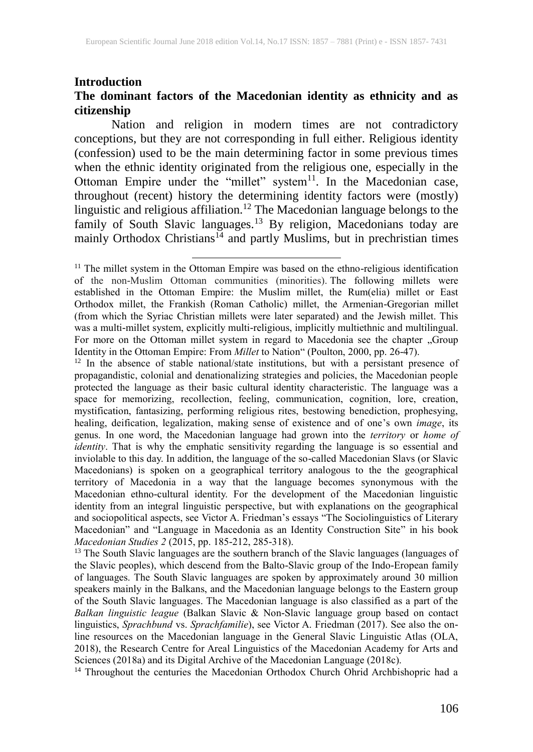## Introduction

## The dominant factors of the Macedonian identity as ethnicity and as citizenship

Nation and religion in modern times are not contradictory conceptions, but they are not corresponding in full either. Religious identity (confession) used to be the main determining factor in some previous times when the ethnic identity originated from the religious one, especially in the Ottoman Empire under the "millet" system[11]. In the Macedonian case, throughout (recent) history the determining identity factors were (mostly) linguistic and religious affiliation.[12] The Macedonian language belongs to the family of South Slavic languages.[13] By religion, Macedonians today are mainly Orthodox Christians[14] and partly Muslims, but in prechristian times

---

[11] The millet system in the Ottoman Empire was based on the ethno-religious identification of the non-Muslim Ottoman communities (minorities). The following millets were established in the Ottoman Empire: the Muslim millet, the Rum(elia) millet or East Orthodox millet, the Frankish (Roman Catholic) millet, the Armenian-Gregorian millet (from which the Syriac Christian millets were later separated) and the Jewish millet. This was a multi-millet system, explicitly multi-religious, implicitly multiethnic and multilingual. For more on the Ottoman millet system in regard to Macedonia see the chapter „Group Identity in the Ottoman Empire: From *Millet* to Nation" (Poulton, 2000, pp. 26-47).

[12] In the absence of stable national/state institutions, but with a persistant presence of propagandistic, colonial and denationalizing strategies and policies, the Macedonian people protected the language as their basic cultural identity characteristic. The language was a space for memorizing, recollection, feeling, communication, cognition, lore, creation, mystification, fantasizing, performing religious rites, bestowing benediction, prophesying, healing, deification, legalization, making sense of existence and of one's own *image*, its genus. In one word, the Macedonian language had grown into the *territory* or *home of identity*. That is why the emphatic sensitivity regarding the language is so essential and inviolable to this day. In addition, the language of the so-called Macedonian Slavs (or Slavic Macedonians) is spoken on a geographical territory analogous to the the geographical territory of Macedonia in a way that the language becomes synonymous with the Macedonian ethno-cultural identity. For the development of the Macedonian linguistic identity from an integral linguistic perspective, but with explanations on the geographical and sociopolitical aspects, see Victor A. Friedman's essays "The Sociolinguistics of Literary Macedonian" and "Language in Macedonia as an Identity Construction Site" in his book *Macedonian Studies 2* (2015, pp. 185-212, 285-318).

[13] The South Slavic languages are the southern branch of the Slavic languages (languages of the Slavic peoples), which descend from the Balto-Slavic group of the Indo-Eropean family of languages. The South Slavic languages are spoken by approximately around 30 million speakers mainly in the Balkans, and the Macedonian language belongs to the Eastern group of the South Slavic languages. The Macedonian language is also classified as a part of the *Balkan linguistic league* (Balkan Slavic & Non-Slavic language group based on contact linguistics, *Sprachbund* vs. *Sprachfamilie*), see Victor A. Friedman (2017). See also the on-line resources on the Macedonian language in the General Slavic Linguistic Atlas (OLA, 2018), the Research Centre for Areal Linguistics of the Macedonian Academy for Arts and Sciences (2018a) and its Digital Archive of the Macedonian Language (2018c).

[14] Throughout the centuries the Macedonian Orthodox Church Ohrid Archbishopric had a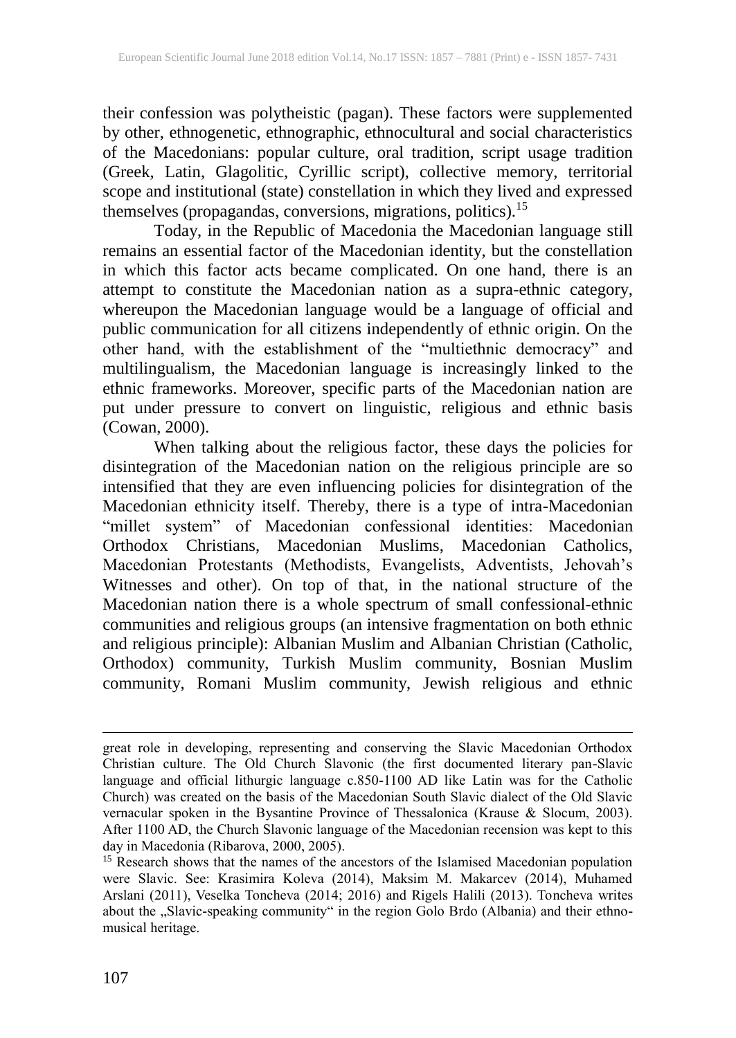their confession was polytheistic (pagan). These factors were supplemented by other, ethnogenetic, ethnographic, ethnocultural and social characteristics of the Macedonians: popular culture, oral tradition, script usage tradition (Greek, Latin, Glagolitic, Cyrillic script), collective memory, territorial scope and institutional (state) constellation in which they lived and expressed themselves (propagandas, conversions, migrations, politics).[15]

Today, in the Republic of Macedonia the Macedonian language still remains an essential factor of the Macedonian identity, but the constellation in which this factor acts became complicated. On one hand, there is an attempt to constitute the Macedonian nation as a supra-ethnic category, whereupon the Macedonian language would be a language of official and public communication for all citizens independently of ethnic origin. On the other hand, with the establishment of the "multiethnic democracy" and multilingualism, the Macedonian language is increasingly linked to the ethnic frameworks. Moreover, specific parts of the Macedonian nation are put under pressure to convert on linguistic, religious and ethnic basis (Cowan, 2000).

When talking about the religious factor, these days the policies for disintegration of the Macedonian nation on the religious principle are so intensified that they are even influencing policies for disintegration of the Macedonian ethnicity itself. Thereby, there is a type of intra-Macedonian "millet system" of Macedonian confessional identities: Macedonian Orthodox Christians, Macedonian Muslims, Macedonian Catholics, Macedonian Protestants (Methodists, Evangelists, Adventists, Jehovah's Witnesses and other). On top of that, in the national structure of the Macedonian nation there is a whole spectrum of small confessional-ethnic communities and religious groups (an intensive fragmentation on both ethnic and religious principle): Albanian Muslim and Albanian Christian (Catholic, Orthodox) community, Turkish Muslim community, Bosnian Muslim community, Romani Muslim community, Jewish religious and ethnic

---

great role in developing, representing and conserving the Slavic Macedonian Orthodox Christian culture. The Old Church Slavonic (the first documented literary pan-Slavic language and official lithurgic language c.850-1100 AD like Latin was for the Catholic Church) was created on the basis of the Macedonian South Slavic dialect of the Old Slavic vernacular spoken in the Bysantine Province of Thessalonica (Krause & Slocum, 2003). After 1100 AD, the Church Slavonic language of the Macedonian recension was kept to this day in Macedonia (Ribarova, 2000, 2005).

[15] Research shows that the names of the ancestors of the Islamised Macedonian population were Slavic. See: Krasimira Koleva (2014), Maksim M. Makarcev (2014), Muhamed Arslani (2011), Veselka Toncheva (2014; 2016) and Rigels Halili (2013). Toncheva writes about the „Slavic-speaking community" in the region Golo Brdo (Albania) and their ethno-musical heritage.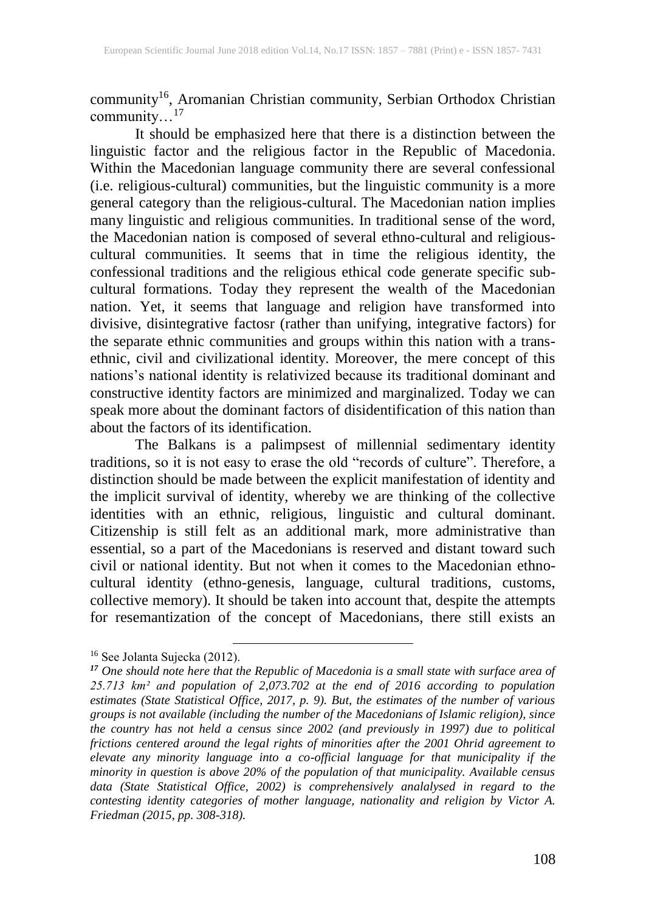community[16], Aromanian Christian community, Serbian Orthodox Christian community…[17]

It should be emphasized here that there is a distinction between the linguistic factor and the religious factor in the Republic of Macedonia. Within the Macedonian language community there are several confessional (i.e. religious-cultural) communities, but the linguistic community is a more general category than the religious-cultural. The Macedonian nation implies many linguistic and religious communities. In traditional sense of the word, the Macedonian nation is composed of several ethno-cultural and religious-cultural communities. It seems that in time the religious identity, the confessional traditions and the religious ethical code generate specific sub-cultural formations. Today they represent the wealth of the Macedonian nation. Yet, it seems that language and religion have transformed into divisive, disintegrative factosr (rather than unifying, integrative factors) for the separate ethnic communities and groups within this nation with a trans-ethnic, civil and civilizational identity. Moreover, the mere concept of this nations's national identity is relativized because its traditional dominant and constructive identity factors are minimized and marginalized. Today we can speak more about the dominant factors of disidentification of this nation than about the factors of its identification.

The Balkans is a palimpsest of millennial sedimentary identity traditions, so it is not easy to erase the old "records of culture". Therefore, a distinction should be made between the explicit manifestation of identity and the implicit survival of identity, whereby we are thinking of the collective identities with an ethnic, religious, linguistic and cultural dominant. Citizenship is still felt as an additional mark, more administrative than essential, so a part of the Macedonians is reserved and distant toward such civil or national identity. But not when it comes to the Macedonian ethno-cultural identity (ethno-genesis, language, cultural traditions, customs, collective memory). It should be taken into account that, despite the attempts for resemantization of the concept of Macedonians, there still exists an

---

[16] See Jolanta Sujecka (2012).

[17] *One should note here that the Republic of Macedonia is a small state with surface area of 25.713 km² and population of 2,073.702 at the end of 2016 according to population estimates (State Statistical Office, 2017, p. 9). But, the estimates of the number of various groups is not available (including the number of the Macedonians of Islamic religion), since the country has not held a census since 2002 (and previously in 1997) due to political frictions centered around the legal rights of minorities after the 2001 Ohrid agreement to elevate any minority language into a co-official language for that municipality if the minority in question is above 20% of the population of that municipality. Available census data (State Statistical Office, 2002) is comprehensively analalysed in regard to the contesting identity categories of mother language, nationality and religion by Victor A. Friedman (2015, pp. 308-318).*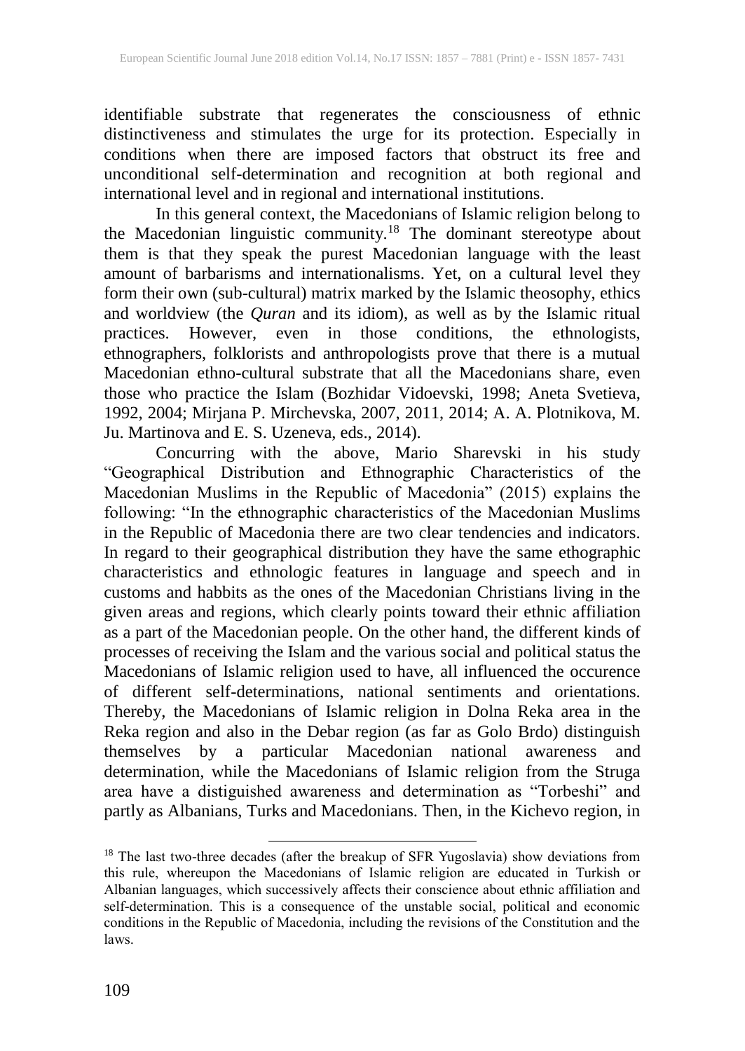identifiable substrate that regenerates the consciousness of ethnic distinctiveness and stimulates the urge for its protection. Especially in conditions when there are imposed factors that obstruct its free and unconditional self-determination and recognition at both regional and international level and in regional and international institutions.

In this general context, the Macedonians of Islamic religion belong to the Macedonian linguistic community.[18] The dominant stereotype about them is that they speak the purest Macedonian language with the least amount of barbarisms and internationalisms. Yet, on a cultural level they form their own (sub-cultural) matrix marked by the Islamic theosophy, ethics and worldview (the *Quran* and its idiom), as well as by the Islamic ritual practices. However, even in those conditions, the ethnologists, ethnographers, folklorists and anthropologists prove that there is a mutual Macedonian ethno-cultural substrate that all the Macedonians share, even those who practice the Islam (Bozhidar Vidoevski, 1998; Aneta Svetieva, 1992, 2004; Mirjana P. Mirchevska, 2007, 2011, 2014; A. A. Plotnikova, M. Ju. Martinova and E. S. Uzeneva, eds., 2014).

Concurring with the above, Mario Sharevski in his study "Geographical Distribution and Ethnographic Characteristics of the Macedonian Muslims in the Republic of Macedonia" (2015) explains the following: "In the ethnographic characteristics of the Macedonian Muslims in the Republic of Macedonia there are two clear tendencies and indicators. In regard to their geographical distribution they have the same ethographic characteristics and ethnologic features in language and speech and in customs and habbits as the ones of the Macedonian Christians living in the given areas and regions, which clearly points toward their ethnic affiliation as a part of the Macedonian people. On the other hand, the different kinds of processes of receiving the Islam and the various social and political status the Macedonians of Islamic religion used to have, all influenced the occurence of different self-determinations, national sentiments and orientations. Thereby, the Macedonians of Islamic religion in Dolna Reka area in the Reka region and also in the Debar region (as far as Golo Brdo) distinguish themselves by a particular Macedonian national awareness and determination, while the Macedonians of Islamic religion from the Struga area have a distiguished awareness and determination as "Torbeshi" and partly as Albanians, Turks and Macedonians. Then, in the Kichevo region, in

[18] The last two-three decades (after the breakup of SFR Yugoslavia) show deviations from this rule, whereupon the Macedonians of Islamic religion are educated in Turkish or Albanian languages, which successively affects their conscience about ethnic affiliation and self-determination. This is a consequence of the unstable social, political and economic conditions in the Republic of Macedonia, including the revisions of the Constitution and the laws.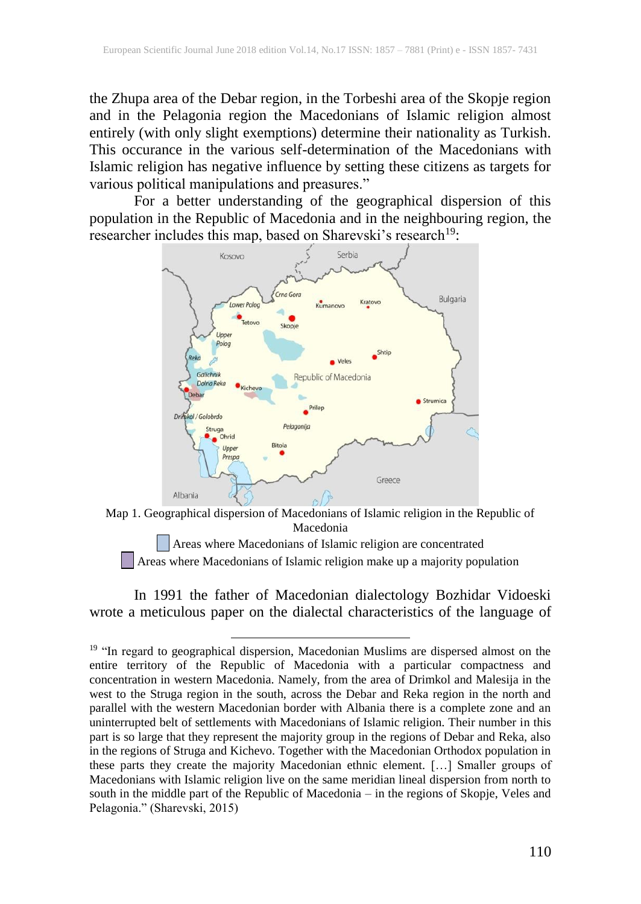the Zhupa area of the Debar region, in the Torbeshi area of the Skopje region and in the Pelagonia region the Macedonians of Islamic religion almost entirely (with only slight exemptions) determine their nationality as Turkish. This occurance in the various self-determination of the Macedonians with Islamic religion has negative influence by setting these citizens as targets for various political manipulations and preasures."

For a better understanding of the geographical dispersion of this population in the Republic of Macedonia and in the neighbouring region, the researcher includes this map, based on Sharevski's research[19]:

Map 1. Geographical dispersion of Macedonians of Islamic religion in the Republic of Macedonia

Areas where Macedonians of Islamic religion are concentrated

Areas where Macedonians of Islamic religion make up a majority population

In 1991 the father of Macedonian dialectology Bozhidar Vidoeski wrote a meticulous paper on the dialectal characteristics of the language of

---

[19] "In regard to geographical dispersion, Macedonian Muslims are dispersed almost on the entire territory of the Republic of Macedonia with a particular compactness and concentration in western Macedonia. Namely, from the area of Drimkol and Malesija in the west to the Struga region in the south, across the Debar and Reka region in the north and parallel with the western Macedonian border with Albania there is a complete zone and an uninterrupted belt of settlements with Macedonians of Islamic religion. Their number in this part is so large that they represent the majority group in the regions of Debar and Reka, also in the regions of Struga and Kichevo. Together with the Macedonian Orthodox population in these parts they create the majority Macedonian ethnic element. […] Smaller groups of Macedonians with Islamic religion live on the same meridian lineal dispersion from north to south in the middle part of the Republic of Macedonia – in the regions of Skopje, Veles and Pelagonia." (Sharevski, 2015)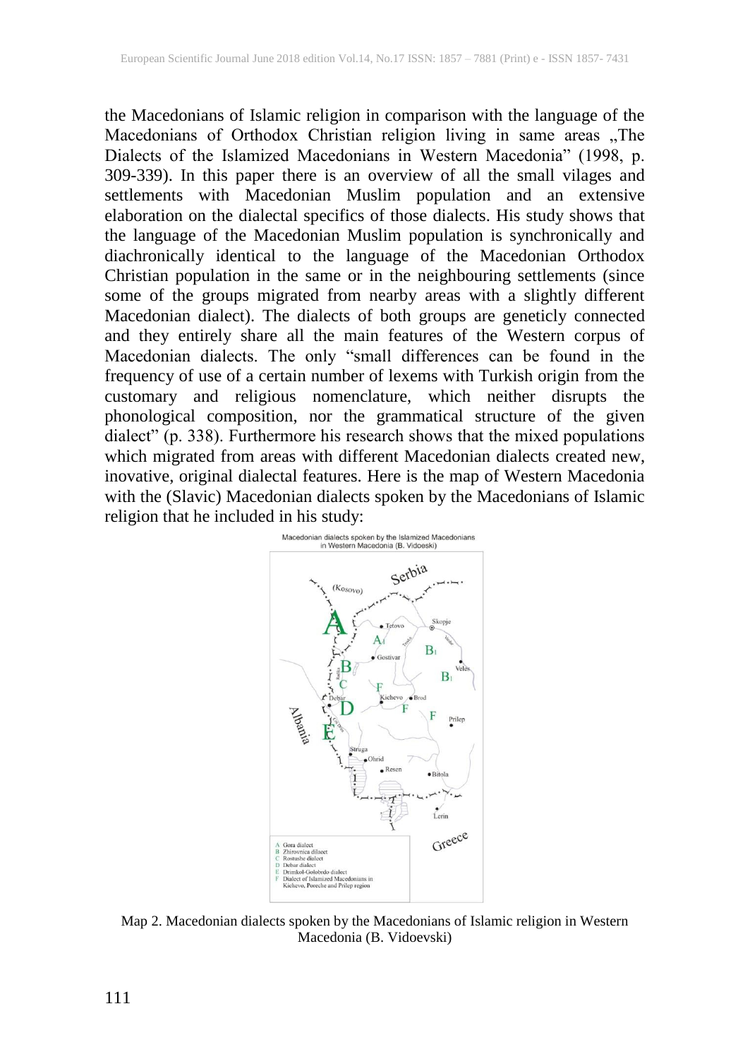the Macedonians of Islamic religion in comparison with the language of the Macedonians of Orthodox Christian religion living in same areas „The Dialects of the Islamized Macedonians in Western Macedonia" (1998, p. 309-339). In this paper there is an overview of all the small vilages and settlements with Macedonian Muslim population and an extensive elaboration on the dialectal specifics of those dialects. His study shows that the language of the Macedonian Muslim population is synchronically and diachronically identical to the language of the Macedonian Orthodox Christian population in the same or in the neighbouring settlements (since some of the groups migrated from nearby areas with a slightly different Macedonian dialect). The dialects of both groups are geneticly connected and they entirely share all the main features of the Western corpus of Macedonian dialects. The only "small differences can be found in the frequency of use of a certain number of lexems with Turkish origin from the customary and religious nomenclature, which neither disrupts the phonological composition, nor the grammatical structure of the given dialect" (p. 338). Furthermore his research shows that the mixed populations which migrated from areas with different Macedonian dialects created new, inovative, original dialectal features. Here is the map of Western Macedonia with the (Slavic) Macedonian dialects spoken by the Macedonians of Islamic religion that he included in his study:

Map 2. Macedonian dialects spoken by the Macedonians of Islamic religion in Western Macedonia (B. Vidoevski)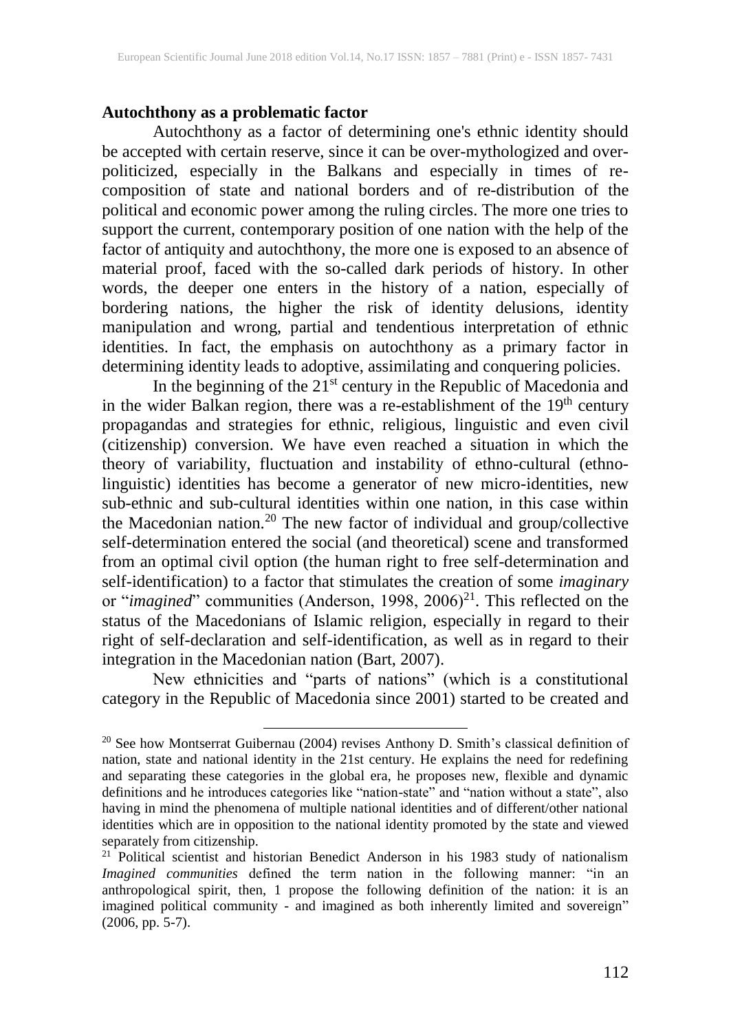**Autochthony as a problematic factor**

Autochthony as a factor of determining one's ethnic identity should be accepted with certain reserve, since it can be over-mythologized and over-politicized, especially in the Balkans and especially in times of re-composition of state and national borders and of re-distribution of the political and economic power among the ruling circles. The more one tries to support the current, contemporary position of one nation with the help of the factor of antiquity and autochthony, the more one is exposed to an absence of material proof, faced with the so-called dark periods of history. In other words, the deeper one enters in the history of a nation, especially of bordering nations, the higher the risk of identity delusions, identity manipulation and wrong, partial and tendentious interpretation of ethnic identities. In fact, the emphasis on autochthony as a primary factor in determining identity leads to adoptive, assimilating and conquering policies.

In the beginning of the 21st century in the Republic of Macedonia and in the wider Balkan region, there was a re-establishment of the 19th century propagandas and strategies for ethnic, religious, linguistic and even civil (citizenship) conversion. We have even reached a situation in which the theory of variability, fluctuation and instability of ethno-cultural (ethno-linguistic) identities has become a generator of new micro-identities, new sub-ethnic and sub-cultural identities within one nation, in this case within the Macedonian nation.[20] The new factor of individual and group/collective self-determination entered the social (and theoretical) scene and transformed from an optimal civil option (the human right to free self-determination and self-identification) to a factor that stimulates the creation of some *imaginary* or "*imagined*" communities (Anderson, 1998, 2006)[21]. This reflected on the status of the Macedonians of Islamic religion, especially in regard to their right of self-declaration and self-identification, as well as in regard to their integration in the Macedonian nation (Bart, 2007).

New ethnicities and "parts of nations" (which is a constitutional category in the Republic of Macedonia since 2001) started to be created and

---

[20] See how Montserrat Guibernau (2004) revises Anthony D. Smith's classical definition of nation, state and national identity in the 21st century. He explains the need for redefining and separating these categories in the global era, he proposes new, flexible and dynamic definitions and he introduces categories like "nation-state" and "nation without a state", also having in mind the phenomena of multiple national identities and of different/other national identities which are in opposition to the national identity promoted by the state and viewed separately from citizenship.

[21] Political scientist and historian Benedict Anderson in his 1983 study of nationalism *Imagined communities* defined the term nation in the following manner: "in an anthropological spirit, then, 1 propose the following definition of the nation: it is an imagined political community - and imagined as both inherently limited and sovereign" (2006, pp. 5-7).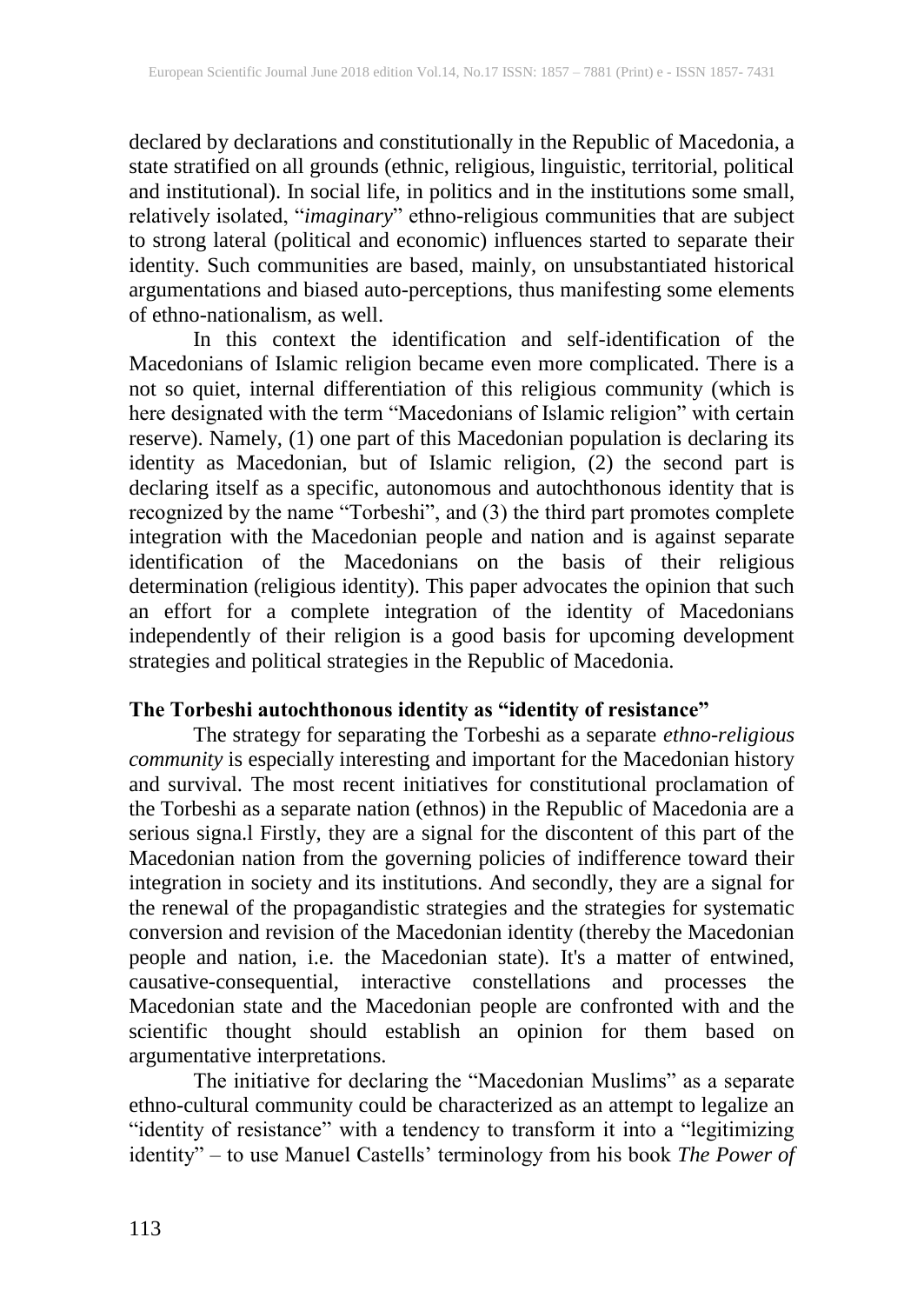declared by declarations and constitutionally in the Republic of Macedonia, a state stratified on all grounds (ethnic, religious, linguistic, territorial, political and institutional). In social life, in politics and in the institutions some small, relatively isolated, "*imaginary*" ethno-religious communities that are subject to strong lateral (political and economic) influences started to separate their identity. Such communities are based, mainly, on unsubstantiated historical argumentations and biased auto-perceptions, thus manifesting some elements of ethno-nationalism, as well.

In this context the identification and self-identification of the Macedonians of Islamic religion became even more complicated. There is a not so quiet, internal differentiation of this religious community (which is here designated with the term "Macedonians of Islamic religion" with certain reserve). Namely, (1) one part of this Macedonian population is declaring its identity as Macedonian, but of Islamic religion, (2) the second part is declaring itself as a specific, autonomous and autochthonous identity that is recognized by the name "Torbeshi", and (3) the third part promotes complete integration with the Macedonian people and nation and is against separate identification of the Macedonians on the basis of their religious determination (religious identity). This paper advocates the opinion that such an effort for a complete integration of the identity of Macedonians independently of their religion is a good basis for upcoming development strategies and political strategies in the Republic of Macedonia.

**The Torbeshi autochthonous identity as "identity of resistance"**

The strategy for separating the Torbeshi as a separate *ethno-religious community* is especially interesting and important for the Macedonian history and survival. The most recent initiatives for constitutional proclamation of the Torbeshi as a separate nation (ethnos) in the Republic of Macedonia are a serious signa.l Firstly, they are a signal for the discontent of this part of the Macedonian nation from the governing policies of indifference toward their integration in society and its institutions. And secondly, they are a signal for the renewal of the propagandistic strategies and the strategies for systematic conversion and revision of the Macedonian identity (thereby the Macedonian people and nation, i.e. the Macedonian state). It's a matter of entwined, causative-consequential, interactive constellations and processes the Macedonian state and the Macedonian people are confronted with and the scientific thought should establish an opinion for them based on argumentative interpretations.

The initiative for declaring the "Macedonian Muslims" as a separate ethno-cultural community could be characterized as an attempt to legalize an "identity of resistance" with a tendency to transform it into a "legitimizing identity" – to use Manuel Castells' terminology from his book *The Power of*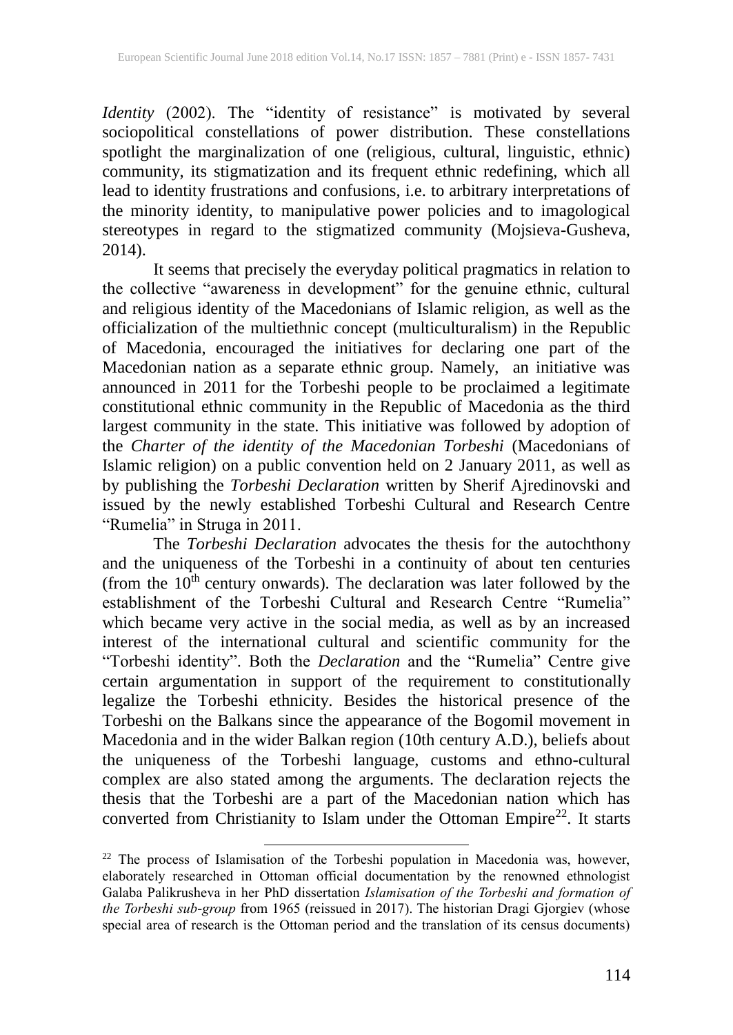*Identity* (2002). The "identity of resistance" is motivated by several sociopolitical constellations of power distribution. These constellations spotlight the marginalization of one (religious, cultural, linguistic, ethnic) community, its stigmatization and its frequent ethnic redefining, which all lead to identity frustrations and confusions, i.e. to arbitrary interpretations of the minority identity, to manipulative power policies and to imagological stereotypes in regard to the stigmatized community (Mojsieva-Gusheva, 2014).

It seems that precisely the everyday political pragmatics in relation to the collective "awareness in development" for the genuine ethnic, cultural and religious identity of the Macedonians of Islamic religion, as well as the officialization of the multiethnic concept (multiculturalism) in the Republic of Macedonia, encouraged the initiatives for declaring one part of the Macedonian nation as a separate ethnic group. Namely, an initiative was announced in 2011 for the Torbeshi people to be proclaimed a legitimate constitutional ethnic community in the Republic of Macedonia as the third largest community in the state. This initiative was followed by adoption of the *Charter of the identity of the Macedonian Torbeshi* (Macedonians of Islamic religion) on a public convention held on 2 January 2011, as well as by publishing the *Torbeshi Declaration* written by Sherif Ajredinovski and issued by the newly established Torbeshi Cultural and Research Centre "Rumelia" in Struga in 2011.

The *Torbeshi Declaration* advocates the thesis for the autochthony and the uniqueness of the Torbeshi in a continuity of about ten centuries (from the 10th century onwards). The declaration was later followed by the establishment of the Torbeshi Cultural and Research Centre "Rumelia" which became very active in the social media, as well as by an increased interest of the international cultural and scientific community for the "Torbeshi identity". Both the *Declaration* and the "Rumelia" Centre give certain argumentation in support of the requirement to constitutionally legalize the Torbeshi ethnicity. Besides the historical presence of the Torbeshi on the Balkans since the appearance of the Bogomil movement in Macedonia and in the wider Balkan region (10th century A.D.), beliefs about the uniqueness of the Torbeshi language, customs and ethno-cultural complex are also stated among the arguments. The declaration rejects the thesis that the Torbeshi are a part of the Macedonian nation which has converted from Christianity to Islam under the Ottoman Empire[22]. It starts

[22] The process of Islamisation of the Torbeshi population in Macedonia was, however, elaborately researched in Ottoman official documentation by the renowned ethnologist Galaba Palikrusheva in her PhD dissertation *Islamisation of the Torbeshi and formation of the Torbeshi sub-group* from 1965 (reissued in 2017). The historian Dragi Gjorgiev (whose special area of research is the Ottoman period and the translation of its census documents)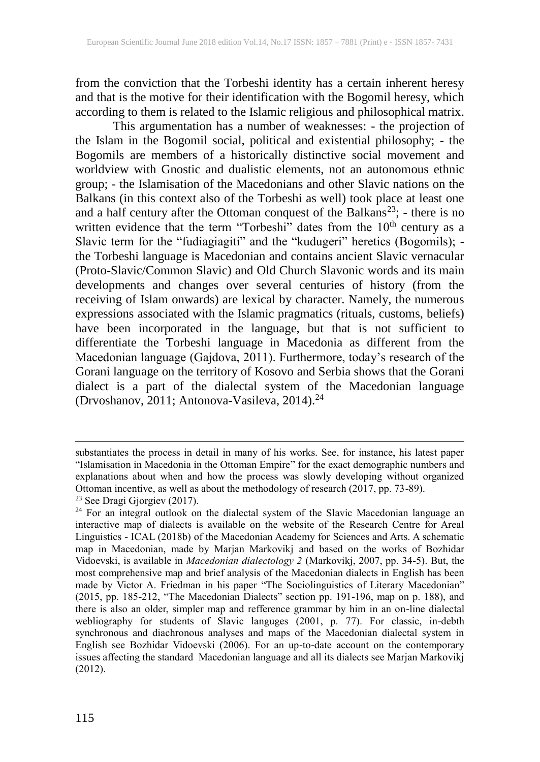from the conviction that the Torbeshi identity has a certain inherent heresy and that is the motive for their identification with the Bogomil heresy, which according to them is related to the Islamic religious and philosophical matrix.

This argumentation has a number of weaknesses: - the projection of the Islam in the Bogomil social, political and existential philosophy; - the Bogomils are members of a historically distinctive social movement and worldview with Gnostic and dualistic elements, not an autonomous ethnic group; - the Islamisation of the Macedonians and other Slavic nations on the Balkans (in this context also of the Torbeshi as well) took place at least one and a half century after the Ottoman conquest of the Balkans[23]; - there is no written evidence that the term "Torbeshi" dates from the $10^{th}$ century as a Slavic term for the "fudiagiagiti" and the "kudugeri" heretics (Bogomils); - the Torbeshi language is Macedonian and contains ancient Slavic vernacular (Proto-Slavic/Common Slavic) and Old Church Slavonic words and its main developments and changes over several centuries of history (from the receiving of Islam onwards) are lexical by character. Namely, the numerous expressions associated with the Islamic pragmatics (rituals, customs, beliefs) have been incorporated in the language, but that is not sufficient to differentiate the Torbeshi language in Macedonia as different from the Macedonian language (Gajdova, 2011). Furthermore, today's research of the Gorani language on the territory of Kosovo and Serbia shows that the Gorani dialect is a part of the dialectal system of the Macedonian language (Drvoshanov, 2011; Antonova-Vasileva, 2014).[24]

---

substantiates the process in detail in many of his works. See, for instance, his latest paper "Islamisation in Macedonia in the Ottoman Empire" for the exact demographic numbers and explanations about when and how the process was slowly developing without organized Ottoman incentive, as well as about the methodology of research (2017, pp. 73-89).

[23] See Dragi Gjorgiev (2017).

[24] For an integral outlook on the dialectal system of the Slavic Macedonian language an interactive map of dialects is available on the website of the Research Centre for Areal Linguistics - ICAL (2018b) of the Macedonian Academy for Sciences and Arts. A schematic map in Macedonian, made by Marjan Markovikj and based on the works of Bozhidar Vidoevski, is available in *Macedonian dialectology 2* (Markovikj, 2007, pp. 34-5). But, the most comprehensive map and brief analysis of the Macedonian dialects in English has been made by Victor A. Friedman in his paper "The Sociolinguistics of Literary Macedonian" (2015, pp. 185-212, "The Macedonian Dialects" section pp. 191-196, map on p. 188), and there is also an older, simpler map and refference grammar by him in an on-line dialectal webliography for students of Slavic languges (2001, p. 77). For classic, in-debth synchronous and diachronous analyses and maps of the Macedonian dialectal system in English see Bozhidar Vidoevski (2006). For an up-to-date account on the contemporary issues affecting the standard Macedonian language and all its dialects see Marjan Markovikj (2012).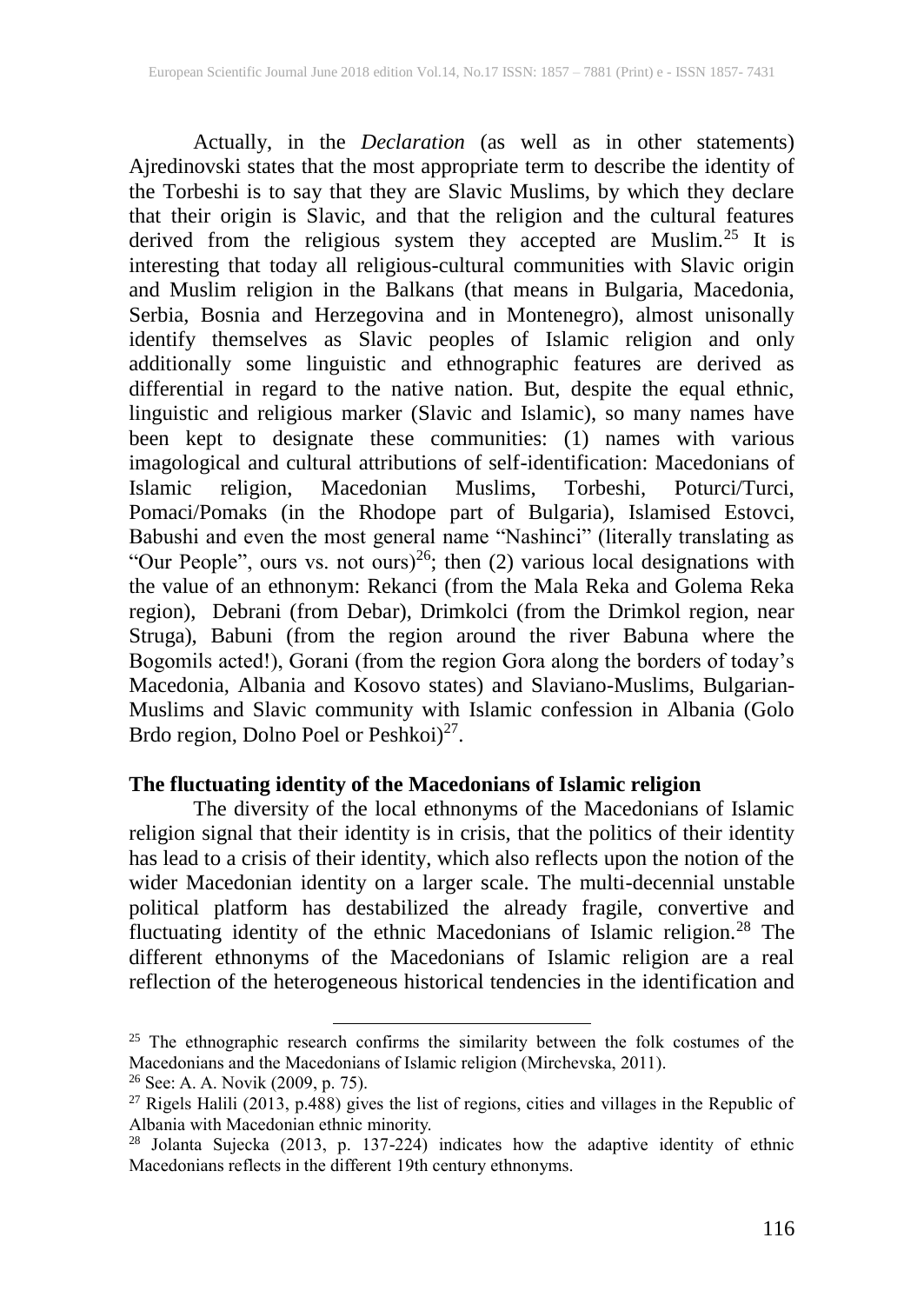Actually, in the *Declaration* (as well as in other statements) Ajredinovski states that the most appropriate term to describe the identity of the Torbeshi is to say that they are Slavic Muslims, by which they declare that their origin is Slavic, and that the religion and the cultural features derived from the religious system they accepted are Muslim.[25] It is interesting that today all religious-cultural communities with Slavic origin and Muslim religion in the Balkans (that means in Bulgaria, Macedonia, Serbia, Bosnia and Herzegovina and in Montenegro), almost unisonally identify themselves as Slavic peoples of Islamic religion and only additionally some linguistic and ethnographic features are derived as differential in regard to the native nation. But, despite the equal ethnic, linguistic and religious marker (Slavic and Islamic), so many names have been kept to designate these communities: (1) names with various imagological and cultural attributions of self-identification: Macedonians of Islamic religion, Macedonian Muslims, Torbeshi, Poturci/Turci, Pomaci/Pomaks (in the Rhodope part of Bulgaria), Islamised Estovci, Babushi and even the most general name "Nashinci" (literally translating as "Our People", ours vs. not ours)[26]; then (2) various local designations with the value of an ethnonym: Rekanci (from the Mala Reka and Golema Reka region), Debrani (from Debar), Drimkolci (from the Drimkol region, near Struga), Babuni (from the region around the river Babuna where the Bogomils acted!), Gorani (from the region Gora along the borders of today's Macedonia, Albania and Kosovo states) and Slaviano-Muslims, Bulgarian-Muslims and Slavic community with Islamic confession in Albania (Golo Brdo region, Dolno Poel or Peshkoi)[27].

## The fluctuating identity of the Macedonians of Islamic religion

The diversity of the local ethnonyms of the Macedonians of Islamic religion signal that their identity is in crisis, that the politics of their identity has lead to a crisis of their identity, which also reflects upon the notion of the wider Macedonian identity on a larger scale. The multi-decennial unstable political platform has destabilized the already fragile, convertive and fluctuating identity of the ethnic Macedonians of Islamic religion.[28] The different ethnonyms of the Macedonians of Islamic religion are a real reflection of the heterogeneous historical tendencies in the identification and

---

[25] The ethnographic research confirms the similarity between the folk costumes of the Macedonians and the Macedonians of Islamic religion (Mirchevska, 2011).

[26] See: A. A. Novik (2009, p. 75).

[27] Rigels Halili (2013, p.488) gives the list of regions, cities and villages in the Republic of Albania with Macedonian ethnic minority.

[28] Jolanta Sujecka (2013, p. 137-224) indicates how the adaptive identity of ethnic Macedonians reflects in the different 19th century ethnonyms.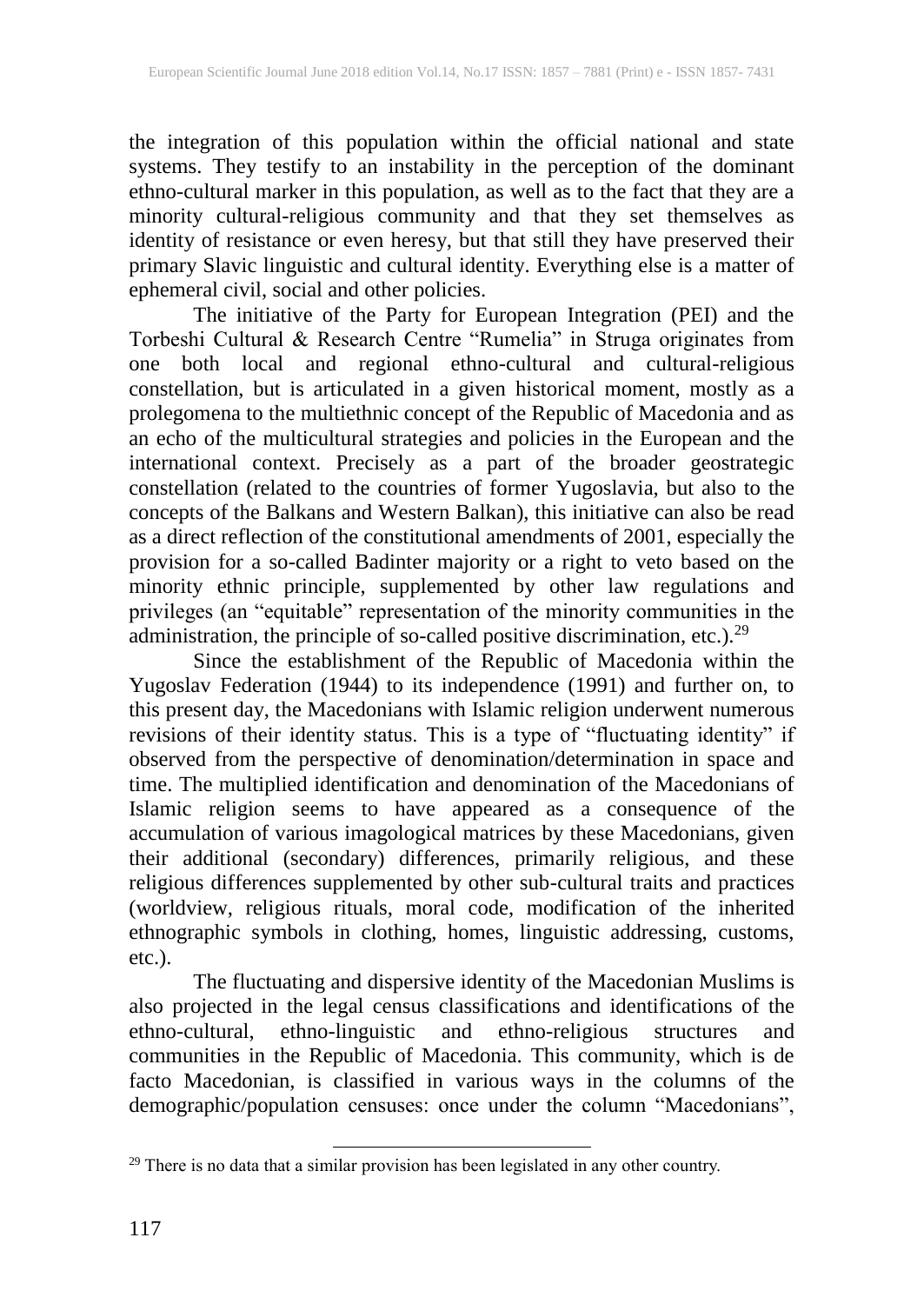the integration of this population within the official national and state systems. They testify to an instability in the perception of the dominant ethno-cultural marker in this population, as well as to the fact that they are a minority cultural-religious community and that they set themselves as identity of resistance or even heresy, but that still they have preserved their primary Slavic linguistic and cultural identity. Everything else is a matter of ephemeral civil, social and other policies.

The initiative of the Party for European Integration (PEI) and the Torbeshi Cultural & Research Centre "Rumelia" in Struga originates from one both local and regional ethno-cultural and cultural-religious constellation, but is articulated in a given historical moment, mostly as a prolegomena to the multiethnic concept of the Republic of Macedonia and as an echo of the multicultural strategies and policies in the European and the international context. Precisely as a part of the broader geostrategic constellation (related to the countries of former Yugoslavia, but also to the concepts of the Balkans and Western Balkan), this initiative can also be read as a direct reflection of the constitutional amendments of 2001, especially the provision for a so-called Badinter majority or a right to veto based on the minority ethnic principle, supplemented by other law regulations and privileges (an "equitable" representation of the minority communities in the administration, the principle of so-called positive discrimination, etc.).[29]

Since the establishment of the Republic of Macedonia within the Yugoslav Federation (1944) to its independence (1991) and further on, to this present day, the Macedonians with Islamic religion underwent numerous revisions of their identity status. This is a type of "fluctuating identity" if observed from the perspective of denomination/determination in space and time. The multiplied identification and denomination of the Macedonians of Islamic religion seems to have appeared as a consequence of the accumulation of various imagological matrices by these Macedonians, given their additional (secondary) differences, primarily religious, and these religious differences supplemented by other sub-cultural traits and practices (worldview, religious rituals, moral code, modification of the inherited ethnographic symbols in clothing, homes, linguistic addressing, customs, etc.).

The fluctuating and dispersive identity of the Macedonian Muslims is also projected in the legal census classifications and identifications of the ethno-cultural, ethno-linguistic and ethno-religious structures and communities in the Republic of Macedonia. This community, which is de facto Macedonian, is classified in various ways in the columns of the demographic/population censuses: once under the column "Macedonians",

[29] There is no data that a similar provision has been legislated in any other country.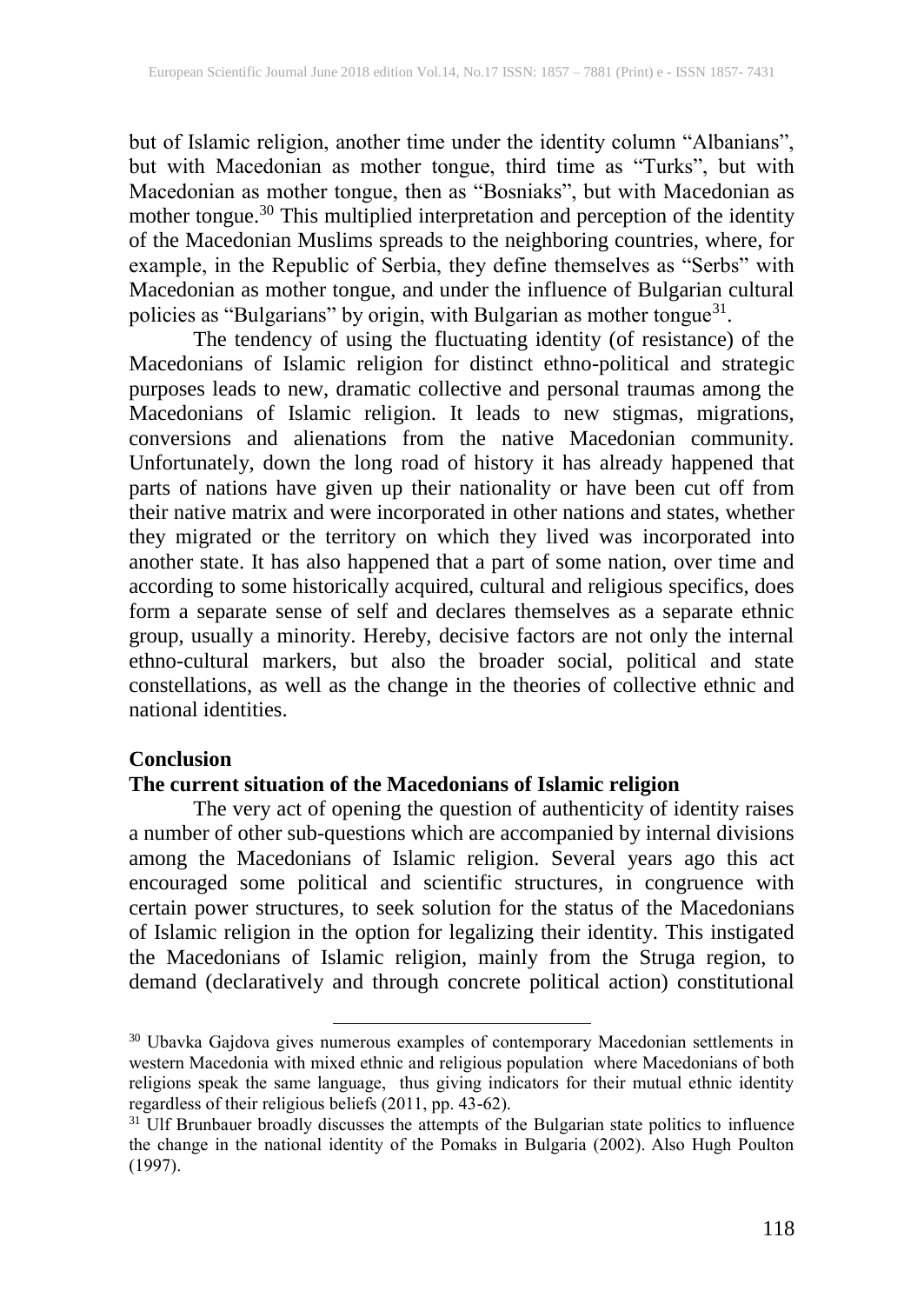but of Islamic religion, another time under the identity column "Albanians", but with Macedonian as mother tongue, third time as "Turks", but with Macedonian as mother tongue, then as "Bosniaks", but with Macedonian as mother tongue.[30] This multiplied interpretation and perception of the identity of the Macedonian Muslims spreads to the neighboring countries, where, for example, in the Republic of Serbia, they define themselves as "Serbs" with Macedonian as mother tongue, and under the influence of Bulgarian cultural policies as "Bulgarians" by origin, with Bulgarian as mother tongue[31].

The tendency of using the fluctuating identity (of resistance) of the Macedonians of Islamic religion for distinct ethno-political and strategic purposes leads to new, dramatic collective and personal traumas among the Macedonians of Islamic religion. It leads to new stigmas, migrations, conversions and alienations from the native Macedonian community. Unfortunately, down the long road of history it has already happened that parts of nations have given up their nationality or have been cut off from their native matrix and were incorporated in other nations and states, whether they migrated or the territory on which they lived was incorporated into another state. It has also happened that a part of some nation, over time and according to some historically acquired, cultural and religious specifics, does form a separate sense of self and declares themselves as a separate ethnic group, usually a minority. Hereby, decisive factors are not only the internal ethno-cultural markers, but also the broader social, political and state constellations, as well as the change in the theories of collective ethnic and national identities.

## Conclusion

### The current situation of the Macedonians of Islamic religion

The very act of opening the question of authenticity of identity raises a number of other sub-questions which are accompanied by internal divisions among the Macedonians of Islamic religion. Several years ago this act encouraged some political and scientific structures, in congruence with certain power structures, to seek solution for the status of the Macedonians of Islamic religion in the option for legalizing their identity. This instigated the Macedonians of Islamic religion, mainly from the Struga region, to demand (declaratively and through concrete political action) constitutional

---

[30] Ubavka Gajdova gives numerous examples of contemporary Macedonian settlements in western Macedonia with mixed ethnic and religious population where Macedonians of both religions speak the same language, thus giving indicators for their mutual ethnic identity regardless of their religious beliefs (2011, pp. 43-62).

[31] Ulf Brunbauer broadly discusses the attempts of the Bulgarian state politics to influence the change in the national identity of the Pomaks in Bulgaria (2002). Also Hugh Poulton (1997).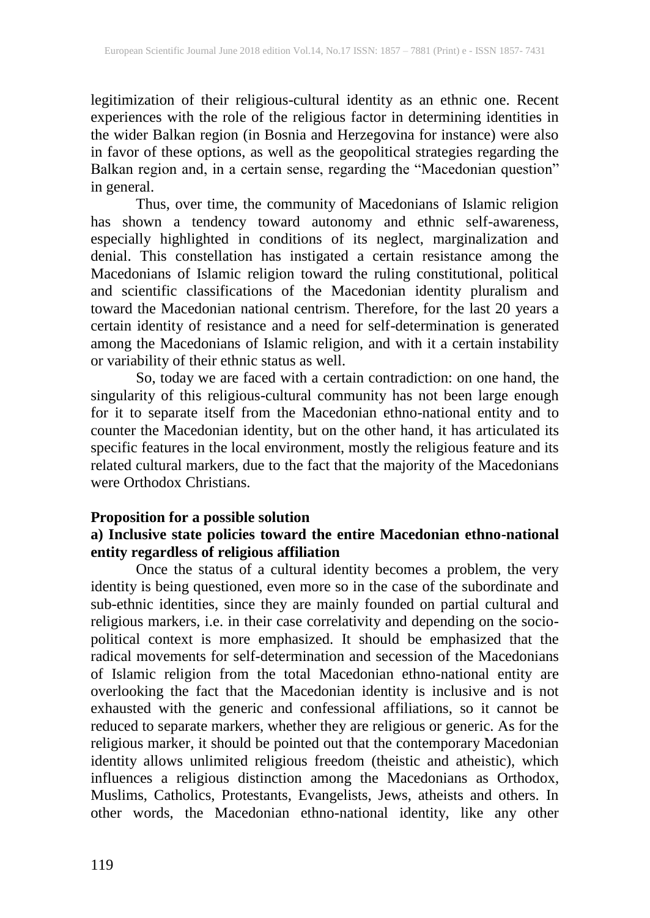legitimization of their religious-cultural identity as an ethnic one. Recent experiences with the role of the religious factor in determining identities in the wider Balkan region (in Bosnia and Herzegovina for instance) were also in favor of these options, as well as the geopolitical strategies regarding the Balkan region and, in a certain sense, regarding the "Macedonian question" in general.

Thus, over time, the community of Macedonians of Islamic religion has shown a tendency toward autonomy and ethnic self-awareness, especially highlighted in conditions of its neglect, marginalization and denial. This constellation has instigated a certain resistance among the Macedonians of Islamic religion toward the ruling constitutional, political and scientific classifications of the Macedonian identity pluralism and toward the Macedonian national centrism. Therefore, for the last 20 years a certain identity of resistance and a need for self-determination is generated among the Macedonians of Islamic religion, and with it a certain instability or variability of their ethnic status as well.

So, today we are faced with a certain contradiction: on one hand, the singularity of this religious-cultural community has not been large enough for it to separate itself from the Macedonian ethno-national entity and to counter the Macedonian identity, but on the other hand, it has articulated its specific features in the local environment, mostly the religious feature and its related cultural markers, due to the fact that the majority of the Macedonians were Orthodox Christians.

**Proposition for a possible solution**

**a) Inclusive state policies toward the entire Macedonian ethno-national entity regardless of religious affiliation**

Once the status of a cultural identity becomes a problem, the very identity is being questioned, even more so in the case of the subordinate and sub-ethnic identities, since they are mainly founded on partial cultural and religious markers, i.e. in their case correlativity and depending on the socio-political context is more emphasized. It should be emphasized that the radical movements for self-determination and secession of the Macedonians of Islamic religion from the total Macedonian ethno-national entity are overlooking the fact that the Macedonian identity is inclusive and is not exhausted with the generic and confessional affiliations, so it cannot be reduced to separate markers, whether they are religious or generic. As for the religious marker, it should be pointed out that the contemporary Macedonian identity allows unlimited religious freedom (theistic and atheistic), which influences a religious distinction among the Macedonians as Orthodox, Muslims, Catholics, Protestants, Evangelists, Jews, atheists and others. In other words, the Macedonian ethno-national identity, like any other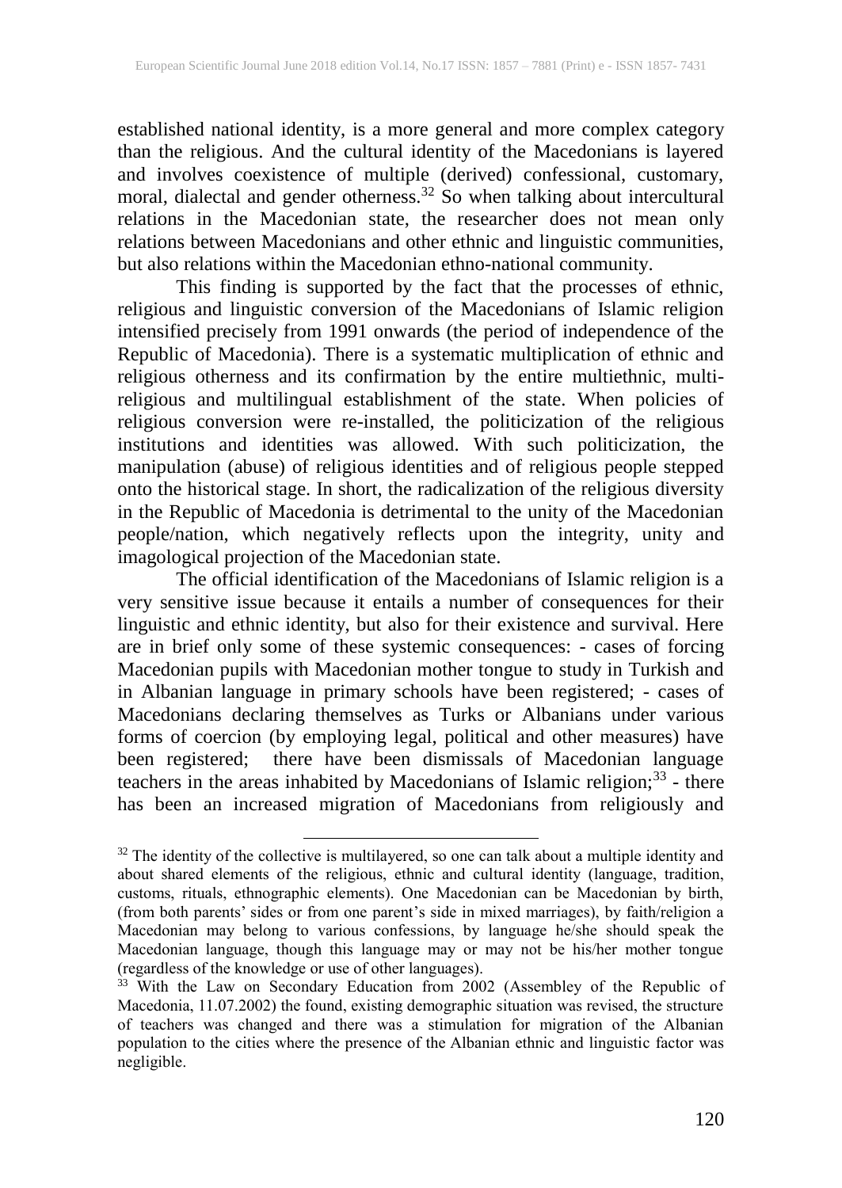established national identity, is a more general and more complex category than the religious. And the cultural identity of the Macedonians is layered and involves coexistence of multiple (derived) confessional, customary, moral, dialectal and gender otherness.[32] So when talking about intercultural relations in the Macedonian state, the researcher does not mean only relations between Macedonians and other ethnic and linguistic communities, but also relations within the Macedonian ethno-national community.

This finding is supported by the fact that the processes of ethnic, religious and linguistic conversion of the Macedonians of Islamic religion intensified precisely from 1991 onwards (the period of independence of the Republic of Macedonia). There is a systematic multiplication of ethnic and religious otherness and its confirmation by the entire multiethnic, multi-religious and multilingual establishment of the state. When policies of religious conversion were re-installed, the politicization of the religious institutions and identities was allowed. With such politicization, the manipulation (abuse) of religious identities and of religious people stepped onto the historical stage. In short, the radicalization of the religious diversity in the Republic of Macedonia is detrimental to the unity of the Macedonian people/nation, which negatively reflects upon the integrity, unity and imagological projection of the Macedonian state.

The official identification of the Macedonians of Islamic religion is a very sensitive issue because it entails a number of consequences for their linguistic and ethnic identity, but also for their existence and survival. Here are in brief only some of these systemic consequences: - cases of forcing Macedonian pupils with Macedonian mother tongue to study in Turkish and in Albanian language in primary schools have been registered; - cases of Macedonians declaring themselves as Turks or Albanians under various forms of coercion (by employing legal, political and other measures) have been registered; there have been dismissals of Macedonian language teachers in the areas inhabited by Macedonians of Islamic religion;[33] - there has been an increased migration of Macedonians from religiously and

[32] The identity of the collective is multilayered, so one can talk about a multiple identity and about shared elements of the religious, ethnic and cultural identity (language, tradition, customs, rituals, ethnographic elements). One Macedonian can be Macedonian by birth, (from both parents' sides or from one parent's side in mixed marriages), by faith/religion a Macedonian may belong to various confessions, by language he/she should speak the Macedonian language, though this language may or may not be his/her mother tongue (regardless of the knowledge or use of other languages).

[33] With the Law on Secondary Education from 2002 (Assembley of the Republic of Macedonia, 11.07.2002) the found, existing demographic situation was revised, the structure of teachers was changed and there was a stimulation for migration of the Albanian population to the cities where the presence of the Albanian ethnic and linguistic factor was negligible.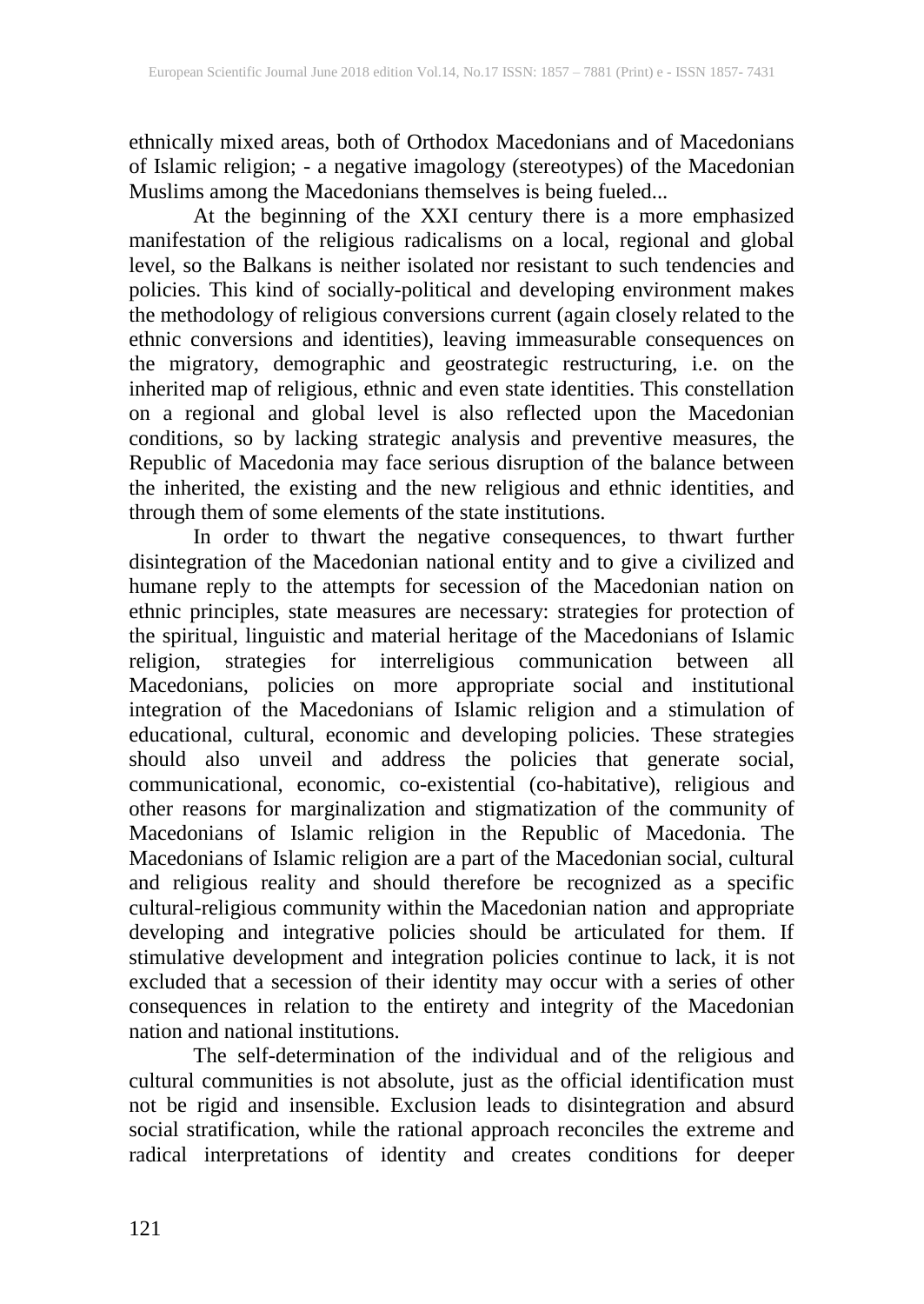ethnically mixed areas, both of Orthodox Macedonians and of Macedonians of Islamic religion; - a negative imagology (stereotypes) of the Macedonian Muslims among the Macedonians themselves is being fueled...

At the beginning of the XXI century there is a more emphasized manifestation of the religious radicalisms on a local, regional and global level, so the Balkans is neither isolated nor resistant to such tendencies and policies. This kind of socially-political and developing environment makes the methodology of religious conversions current (again closely related to the ethnic conversions and identities), leaving immeasurable consequences on the migratory, demographic and geostrategic restructuring, i.e. on the inherited map of religious, ethnic and even state identities. This constellation on a regional and global level is also reflected upon the Macedonian conditions, so by lacking strategic analysis and preventive measures, the Republic of Macedonia may face serious disruption of the balance between the inherited, the existing and the new religious and ethnic identities, and through them of some elements of the state institutions.

In order to thwart the negative consequences, to thwart further disintegration of the Macedonian national entity and to give a civilized and humane reply to the attempts for secession of the Macedonian nation on ethnic principles, state measures are necessary: strategies for protection of the spiritual, linguistic and material heritage of the Macedonians of Islamic religion, strategies for interreligious communication between all Macedonians, policies on more appropriate social and institutional integration of the Macedonians of Islamic religion and a stimulation of educational, cultural, economic and developing policies. These strategies should also unveil and address the policies that generate social, communicational, economic, co-existential (co-habitative), religious and other reasons for marginalization and stigmatization of the community of Macedonians of Islamic religion in the Republic of Macedonia. The Macedonians of Islamic religion are a part of the Macedonian social, cultural and religious reality and should therefore be recognized as a specific cultural-religious community within the Macedonian nation and appropriate developing and integrative policies should be articulated for them. If stimulative development and integration policies continue to lack, it is not excluded that a secession of their identity may occur with a series of other consequences in relation to the entirety and integrity of the Macedonian nation and national institutions.

The self-determination of the individual and of the religious and cultural communities is not absolute, just as the official identification must not be rigid and insensible. Exclusion leads to disintegration and absurd social stratification, while the rational approach reconciles the extreme and radical interpretations of identity and creates conditions for deeper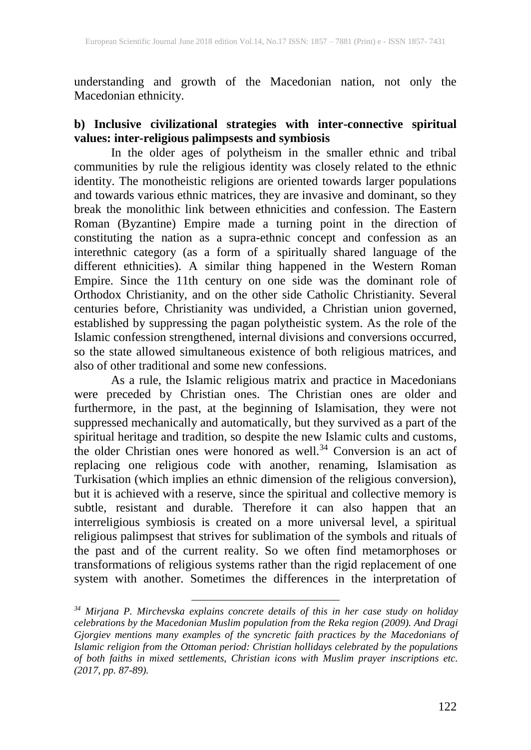understanding and growth of the Macedonian nation, not only the Macedonian ethnicity.

**b) Inclusive civilizational strategies with inter-connective spiritual values: inter-religious palimpsests and symbiosis**

In the older ages of polytheism in the smaller ethnic and tribal communities by rule the religious identity was closely related to the ethnic identity. The monotheistic religions are oriented towards larger populations and towards various ethnic matrices, they are invasive and dominant, so they break the monolithic link between ethnicities and confession. The Eastern Roman (Byzantine) Empire made a turning point in the direction of constituting the nation as a supra-ethnic concept and confession as an interethnic category (as a form of a spiritually shared language of the different ethnicities). A similar thing happened in the Western Roman Empire. Since the 11th century on one side was the dominant role of Orthodox Christianity, and on the other side Catholic Christianity. Several centuries before, Christianity was undivided, a Christian union governed, established by suppressing the pagan polytheistic system. As the role of the Islamic confession strengthened, internal divisions and conversions occurred, so the state allowed simultaneous existence of both religious matrices, and also of other traditional and some new confessions.

As a rule, the Islamic religious matrix and practice in Macedonians were preceded by Christian ones. The Christian ones are older and furthermore, in the past, at the beginning of Islamisation, they were not suppressed mechanically and automatically, but they survived as a part of the spiritual heritage and tradition, so despite the new Islamic cults and customs, the older Christian ones were honored as well.[34] Conversion is an act of replacing one religious code with another, renaming, Islamisation as Turkisation (which implies an ethnic dimension of the religious conversion), but it is achieved with a reserve, since the spiritual and collective memory is subtle, resistant and durable. Therefore it can also happen that an interreligious symbiosis is created on a more universal level, a spiritual religious palimpsest that strives for sublimation of the symbols and rituals of the past and of the current reality. So we often find metamorphoses or transformations of religious systems rather than the rigid replacement of one system with another. Sometimes the differences in the interpretation of

---

[34] *Mirjana P. Mirchevska explains concrete details of this in her case study on holiday celebrations by the Macedonian Muslim population from the Reka region (2009). And Dragi Gjorgiev mentions many examples of the syncretic faith practices by the Macedonians of Islamic religion from the Ottoman period: Christian hollidays celebrated by the populations of both faiths in mixed settlements, Christian icons with Muslim prayer inscriptions etc. (2017, pp. 87-89).*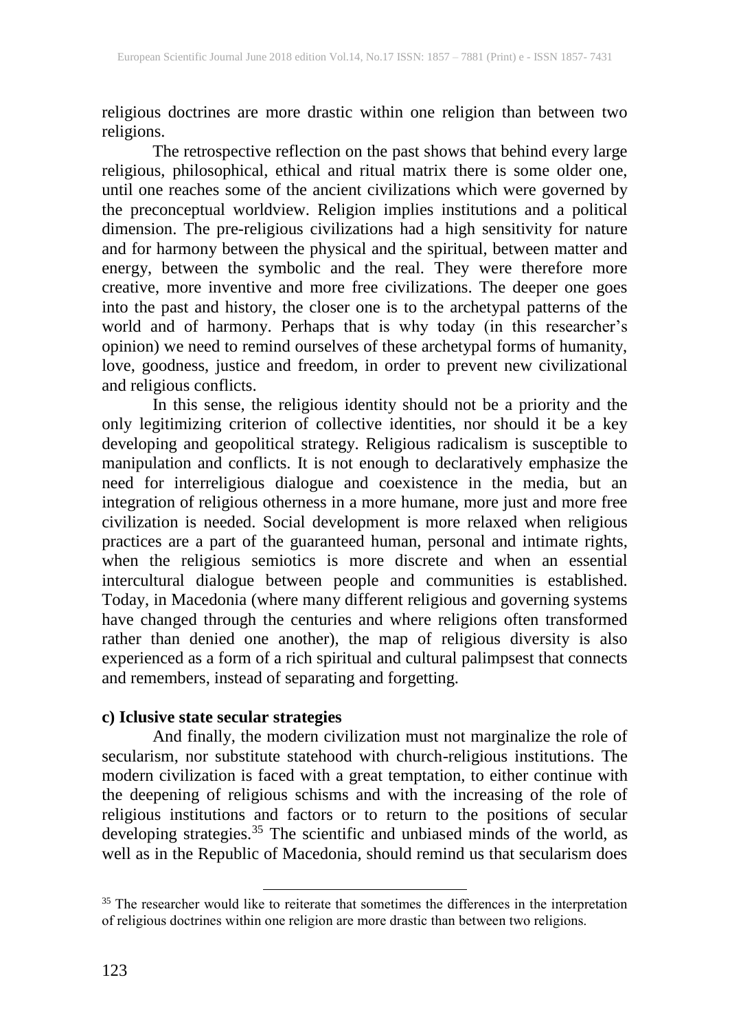religious doctrines are more drastic within one religion than between two religions.

The retrospective reflection on the past shows that behind every large religious, philosophical, ethical and ritual matrix there is some older one, until one reaches some of the ancient civilizations which were governed by the preconceptual worldview. Religion implies institutions and a political dimension. The pre-religious civilizations had a high sensitivity for nature and for harmony between the physical and the spiritual, between matter and energy, between the symbolic and the real. They were therefore more creative, more inventive and more free civilizations. The deeper one goes into the past and history, the closer one is to the archetypal patterns of the world and of harmony. Perhaps that is why today (in this researcher's opinion) we need to remind ourselves of these archetypal forms of humanity, love, goodness, justice and freedom, in order to prevent new civilizational and religious conflicts.

In this sense, the religious identity should not be a priority and the only legitimizing criterion of collective identities, nor should it be a key developing and geopolitical strategy. Religious radicalism is susceptible to manipulation and conflicts. It is not enough to declaratively emphasize the need for interreligious dialogue and coexistence in the media, but an integration of religious otherness in a more humane, more just and more free civilization is needed. Social development is more relaxed when religious practices are a part of the guaranteed human, personal and intimate rights, when the religious semiotics is more discrete and when an essential intercultural dialogue between people and communities is established. Today, in Macedonia (where many different religious and governing systems have changed through the centuries and where religions often transformed rather than denied one another), the map of religious diversity is also experienced as a form of a rich spiritual and cultural palimpsest that connects and remembers, instead of separating and forgetting.

**c) Iclusive state secular strategies**

And finally, the modern civilization must not marginalize the role of secularism, nor substitute statehood with church-religious institutions. The modern civilization is faced with a great temptation, to either continue with the deepening of religious schisms and with the increasing of the role of religious institutions and factors or to return to the positions of secular developing strategies.[35] The scientific and unbiased minds of the world, as well as in the Republic of Macedonia, should remind us that secularism does

---

[35] The researcher would like to reiterate that sometimes the differences in the interpretation of religious doctrines within one religion are more drastic than between two religions.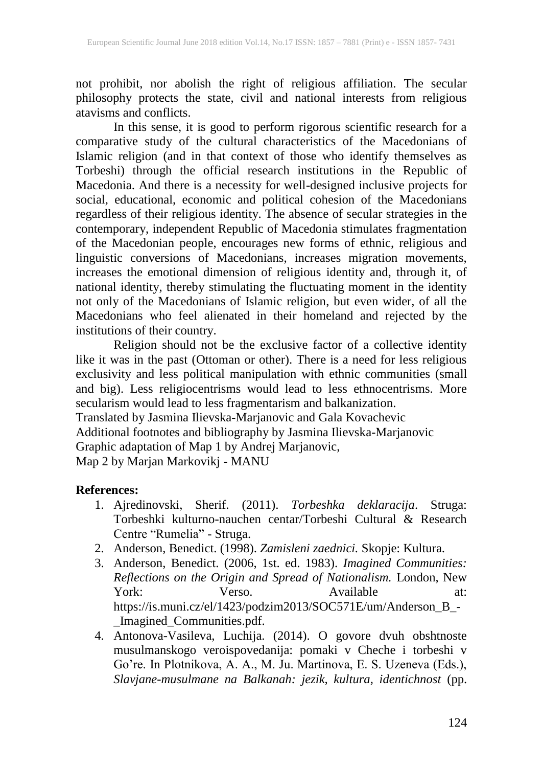not prohibit, nor abolish the right of religious affiliation. The secular philosophy protects the state, civil and national interests from religious atavisms and conflicts.

In this sense, it is good to perform rigorous scientific research for a comparative study of the cultural characteristics of the Macedonians of Islamic religion (and in that context of those who identify themselves as Torbeshi) through the official research institutions in the Republic of Macedonia. And there is a necessity for well-designed inclusive projects for social, educational, economic and political cohesion of the Macedonians regardless of their religious identity. The absence of secular strategies in the contemporary, independent Republic of Macedonia stimulates fragmentation of the Macedonian people, encourages new forms of ethnic, religious and linguistic conversions of Macedonians, increases migration movements, increases the emotional dimension of religious identity and, through it, of national identity, thereby stimulating the fluctuating moment in the identity not only of the Macedonians of Islamic religion, but even wider, of all the Macedonians who feel alienated in their homeland and rejected by the institutions of their country.

Religion should not be the exclusive factor of a collective identity like it was in the past (Ottoman or other). There is a need for less religious exclusivity and less political manipulation with ethnic communities (small and big). Less religiocentrisms would lead to less ethnocentrisms. More secularism would lead to less fragmentarism and balkanization.

Translated by Jasmina Ilievska-Marjanovic and Gala Kovachevic
Additional footnotes and bibliography by Jasmina Ilievska-Marjanovic
Graphic adaptation of Map 1 by Andrej Marjanovic,
Map 2 by Marjan Markovikj - MANU

**References:**

1. Ajredinovski, Sherif. (2011). *Torbeshka deklaracija*. Struga: Torbeshki kulturno-nauchen centar/Torbeshi Cultural & Research Centre "Rumelia" - Struga.
2. Anderson, Benedict. (1998). *Zamisleni zaednici.* Skopje: Kultura.
3. Anderson, Benedict. (2006, 1st. ed. 1983). *Imagined Communities: Reflections on the Origin and Spread of Nationalism.* London, New York: Verso. Available at: https://is.muni.cz/el/1423/podzim2013/SOC571E/um/Anderson_B_-_Imagined_Communities.pdf.
4. Antonova-Vasileva, Luchija. (2014). O govore dvuh obshtnoste musulmanskogo veroispovedanija: pomaki v Cheche i torbeshi v Go're. In Plotnikova, A. A., M. Ju. Martinova, E. S. Uzeneva (Eds.), *Slavjane-musulmane na Balkanah: jezik, kultura, identichnost* (pp.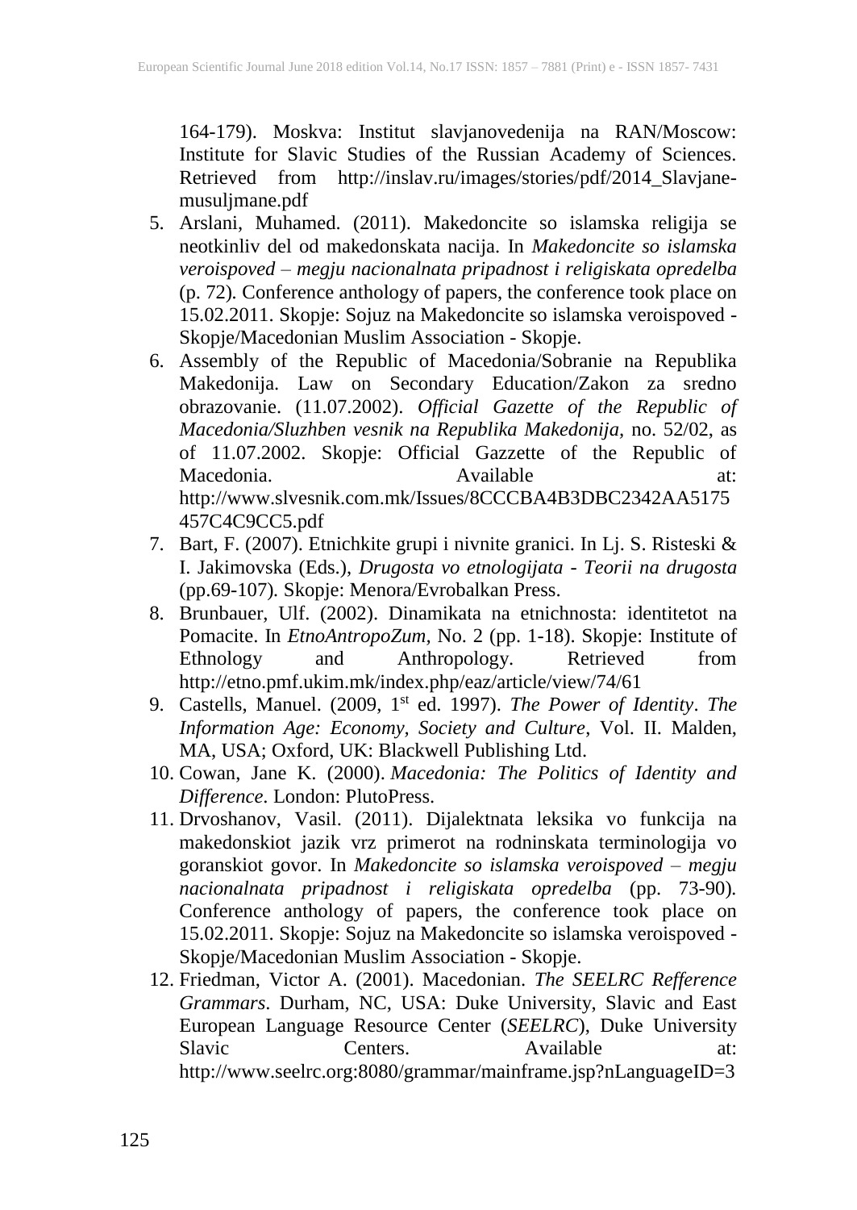164-179). Moskva: Institut slavjanovedenija na RAN/Moscow: Institute for Slavic Studies of the Russian Academy of Sciences. Retrieved from http://inslav.ru/images/stories/pdf/2014_Slavjane-musuljmane.pdf

5. Arslani, Muhamed. (2011). Makedoncite so islamska religija se neotkinliv del od makedonskata nacija. In *Makedoncite so islamska veroispoved – megju nacionalnata pripadnost i religiskata opredelba* (p. 72). Conference anthology of papers, the conference took place on 15.02.2011. Skopje: Sojuz na Makedoncite so islamska veroispoved - Skopje/Macedonian Muslim Association - Skopje.
6. Assembly of the Republic of Macedonia/Sobranie na Republika Makedonija. Law on Secondary Education/Zakon za sredno obrazovanie. (11.07.2002). *Official Gazette of the Republic of Macedonia/Sluzhben vesnik na Republika Makedonija*, no. 52/02, as of 11.07.2002. Skopje: Official Gazzette of the Republic of Macedonia. Available at: http://www.slvesnik.com.mk/Issues/8CCCBA4B3DBC2342AA5175457C4C9CC5.pdf
7. Bart, F. (2007). Etnichkite grupi i nivnite granici. In Lj. S. Risteski & I. Jakimovska (Eds.), *Drugosta vo etnologijata - Teorii na drugosta* (pp.69-107). Skopje: Menora/Evrobalkan Press.
8. Brunbauer, Ulf. (2002). Dinamikata na etnichnosta: identitetot na Pomacite. In *EtnoAntropoZum*, No. 2 (pp. 1-18). Skopje: Institute of Ethnology and Anthropology. Retrieved from http://etno.pmf.ukim.mk/index.php/eaz/article/view/74/61
9. Castells, Manuel. (2009, 1st ed. 1997). *The Power of Identity*. *The Information Age: Economy, Society and Culture*, Vol. II. Malden, MA, USA; Oxford, UK: Blackwell Publishing Ltd.
10. Cowan, Jane K. (2000). *Macedonia: The Politics of Identity and Difference*. London: PlutoPress.
11. Drvoshanov, Vasil. (2011). Dijalektnata leksika vo funkcija na makedonskiot jazik vrz primerot na rodninskata terminologija vo goranskiot govor. In *Makedoncite so islamska veroispoved – megju nacionalnata pripadnost i religiskata opredelba* (pp. 73-90). Conference anthology of papers, the conference took place on 15.02.2011. Skopje: Sojuz na Makedoncite so islamska veroispoved - Skopje/Macedonian Muslim Association - Skopje.
12. Friedman, Victor A. (2001). Macedonian. *The SEELRC Refference Grammars*. Durham, NC, USA: Duke University, Slavic and East European Language Resource Center (*SEELRC*), Duke University Slavic Centers. Available at: http://www.seelrc.org:8080/grammar/mainframe.jsp?nLanguageID=3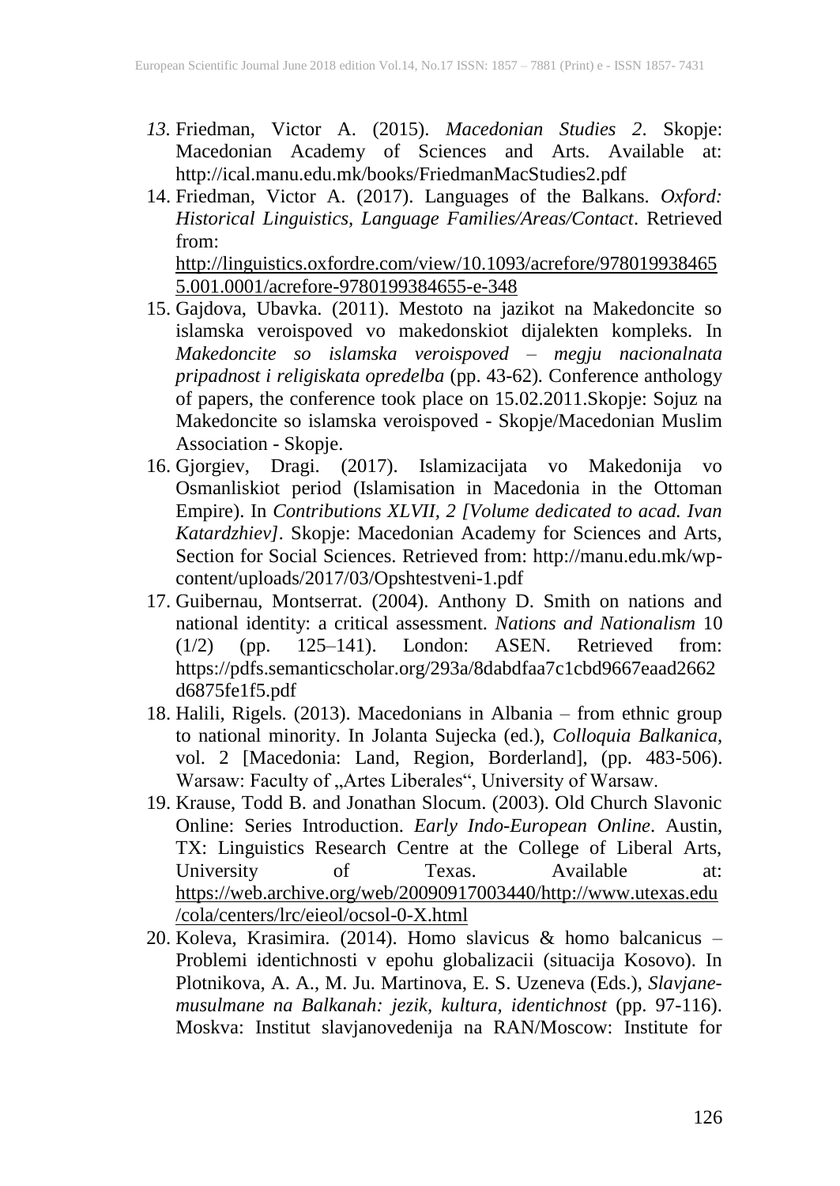13. Friedman, Victor A. (2015). *Macedonian Studies 2*. Skopje: Macedonian Academy of Sciences and Arts. Available at: http://ical.manu.edu.mk/books/FriedmanMacStudies2.pdf
14. Friedman, Victor A. (2017). Languages of the Balkans. *Oxford: Historical Linguistics, Language Families/Areas/Contact*. Retrieved from: http://linguistics.oxfordre.com/view/10.1093/acrefore/9780199384655.001.0001/acrefore-9780199384655-e-348
15. Gajdova, Ubavka. (2011). Mestoto na jazikot na Makedoncite so islamska veroispoved vo makedonskiot dijalekten kompleks. In *Makedoncite so islamska veroispoved – megju nacionalnata pripadnost i religiskata opredelba* (pp. 43-62). Conference anthology of papers, the conference took place on 15.02.2011.Skopje: Sojuz na Makedoncite so islamska veroispoved - Skopje/Macedonian Muslim Association - Skopje.
16. Gjorgiev, Dragi. (2017). Islamizacijata vo Makedonija vo Osmanliskiot period (Islamisation in Macedonia in the Ottoman Empire). In *Contributions XLVII, 2 [Volume dedicated to acad. Ivan Katardzhiev]*. Skopje: Macedonian Academy for Sciences and Arts, Section for Social Sciences. Retrieved from: http://manu.edu.mk/wp-content/uploads/2017/03/Opshtestveni-1.pdf
17. Guibernau, Montserrat. (2004). Anthony D. Smith on nations and national identity: a critical assessment. *Nations and Nationalism* 10 (1/2) (pp. 125–141). London: ASEN. Retrieved from: https://pdfs.semanticscholar.org/293a/8dabdfaa7c1cbd9667eaad2662d6875fe1f5.pdf
18. Halili, Rigels. (2013). Macedonians in Albania – from ethnic group to national minority. In Jolanta Sujecka (ed.), *Colloquia Balkanica*, vol. 2 [Macedonia: Land, Region, Borderland], (pp. 483-506). Warsaw: Faculty of „Artes Liberales", University of Warsaw.
19. Krause, Todd B. and Jonathan Slocum. (2003). Old Church Slavonic Online: Series Introduction. *Early Indo-European Online*. Austin, TX: Linguistics Research Centre at the College of Liberal Arts, University of Texas. Available at: https://web.archive.org/web/20090917003440/http://www.utexas.edu/cola/centers/lrc/eieol/ocsol-0-X.html
20. Koleva, Krasimira. (2014). Homo slavicus & homo balcanicus – Problemi identichnosti v epohu globalizacii (situacija Kosovo). In Plotnikova, A. A., M. Ju. Martinova, E. S. Uzeneva (Eds.), *Slavjane-musulmane na Balkanah: jezik, kultura, identichnost* (pp. 97-116). Moskva: Institut slavjanovedenija na RAN/Moscow: Institute for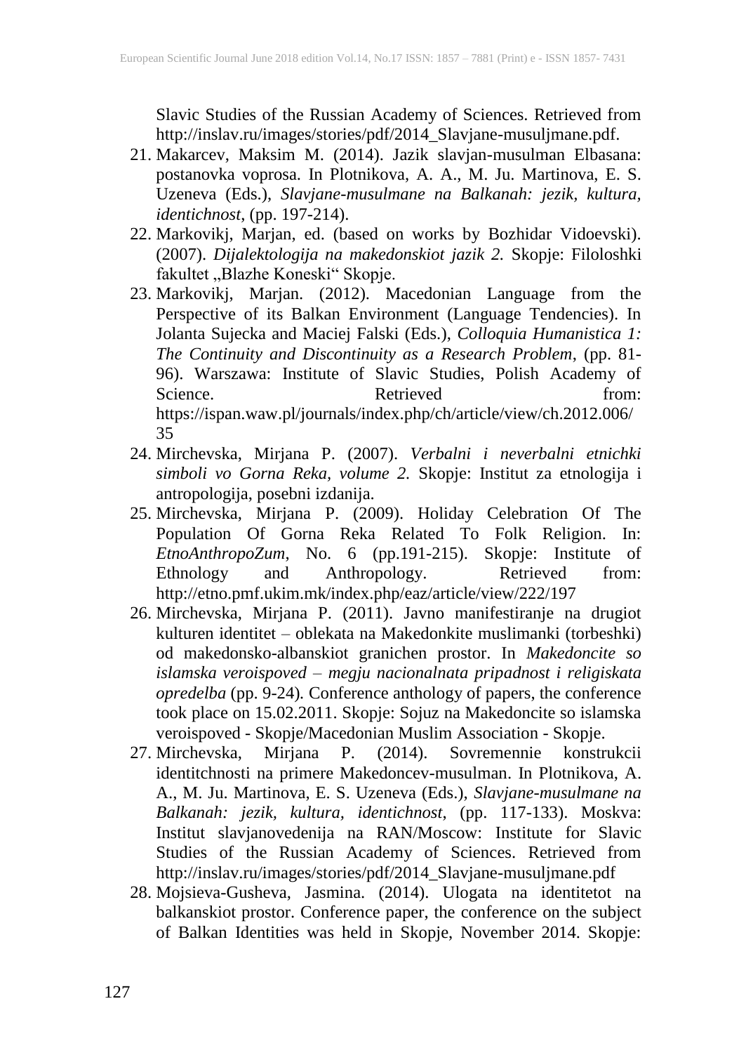Slavic Studies of the Russian Academy of Sciences. Retrieved from http://inslav.ru/images/stories/pdf/2014_Slavjane-musuljmane.pdf.

21. Makarcev, Maksim M. (2014). Jazik slavjan-musulman Elbasana: postanovka voprosa. In Plotnikova, A. A., M. Ju. Martinova, E. S. Uzeneva (Eds.), *Slavjane-musulmane na Balkanah: jezik, kultura, identichnost*, (pp. 197-214).
22. Markovikj, Marjan, ed. (based on works by Bozhidar Vidoevski). (2007). *Dijalektologija na makedonskiot jazik 2.* Skopje: Filoloshki fakultet „Blazhe Koneski“ Skopje.
23. Markovikj, Marjan. (2012). Macedonian Language from the Perspective of its Balkan Environment (Language Tendencies). In Jolanta Sujecka and Maciej Falski (Eds.), *Colloquia Humanistica 1: The Continuity and Discontinuity as a Research Problem*, (pp. 81-96). Warszawa: Institute of Slavic Studies, Polish Academy of Science. Retrieved from: https://ispan.waw.pl/journals/index.php/ch/article/view/ch.2012.006/35
24. Mirchevska, Mirjana P. (2007). *Verbalni i neverbalni etnichki simboli vo Gorna Reka, volume 2.* Skopje: Institut za etnologija i antropologija, posebni izdanija.
25. Mirchevska, Mirjana P. (2009). Holiday Celebration Of The Population Of Gorna Reka Related To Folk Religion. In: *EtnoAnthropoZum*, No. 6 (pp.191-215). Skopje: Institute of Ethnology and Anthropology. Retrieved from: http://etno.pmf.ukim.mk/index.php/eaz/article/view/222/197
26. Mirchevska, Mirjana P. (2011). Javno manifestiranje na drugiot kulturen identitet – oblekata na Makedonkite muslimanki (torbeshki) od makedonsko-albanskiot granichen prostor. In *Makedoncite so islamska veroispoved – megju nacionalnata pripadnost i religiskata opredelba* (pp. 9-24). Conference anthology of papers, the conference took place on 15.02.2011. Skopje: Sojuz na Makedoncite so islamska veroispoved - Skopje/Macedonian Muslim Association - Skopje.
27. Mirchevska, Mirjana P. (2014). Sovremennie konstrukcii identitchnosti na primere Makedoncev-musulman. In Plotnikova, A. A., M. Ju. Martinova, E. S. Uzeneva (Eds.), *Slavjane-musulmane na Balkanah: jezik, kultura, identichnost*, (pp. 117-133). Moskva: Institut slavjanovedenija na RAN/Moscow: Institute for Slavic Studies of the Russian Academy of Sciences. Retrieved from http://inslav.ru/images/stories/pdf/2014_Slavjane-musuljmane.pdf
28. Mojsieva-Gusheva, Jasmina. (2014). Ulogata na identitetot na balkanskiot prostor. Conference paper, the conference on the subject of Balkan Identities was held in Skopje, November 2014. Skopje: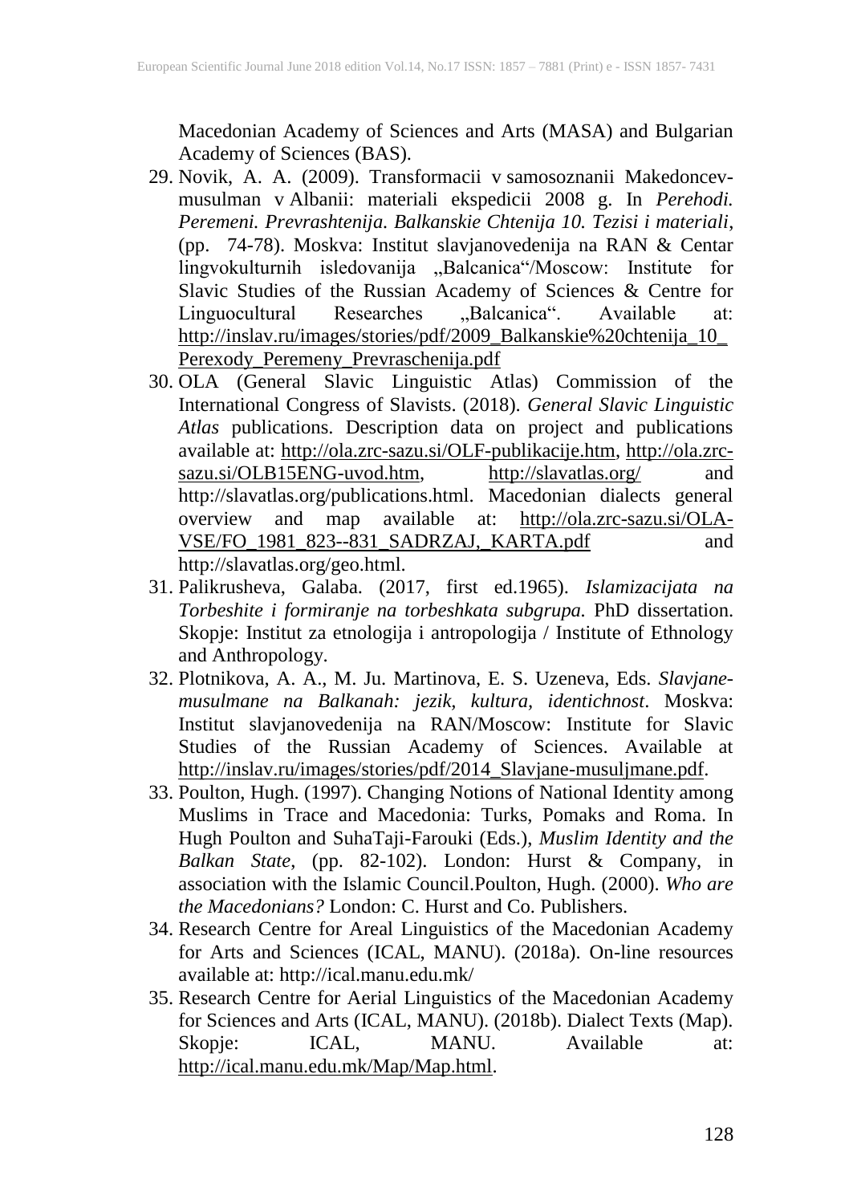Macedonian Academy of Sciences and Arts (MASA) and Bulgarian Academy of Sciences (BAS).

29. Novik, A. A. (2009). Transformacii v samosoznanii Makedoncev-musulman v Albanii: materiali ekspedicii 2008 g. In *Perehodi. Peremeni. Prevrashtenija. Balkanskie Chtenija 10. Tezisi i materiali*, (pp. 74-78). Moskva: Institut slavjanovedenija na RAN & Centar lingvokulturnih isledovanija „Balcanica"/Moscow: Institute for Slavic Studies of the Russian Academy of Sciences & Centre for Linguocultural Researches „Balcanica". Available at: http://inslav.ru/images/stories/pdf/2009_Balkanskie%20chtenija_10_Perexody_Peremeny_Prevraschenija.pdf
30. OLA (General Slavic Linguistic Atlas) Commission of the International Congress of Slavists. (2018). *General Slavic Linguistic Atlas* publications. Description data on project and publications available at: http://ola.zrc-sazu.si/OLF-publikacije.htm, http://ola.zrc-sazu.si/OLB15ENG-uvod.htm, http://slavatlas.org/ and http://slavatlas.org/publications.html. Macedonian dialects general overview and map available at: http://ola.zrc-sazu.si/OLA-VSE/FO_1981_823--831_SADRZAJ,_KARTA.pdf and http://slavatlas.org/geo.html.
31. Palikrusheva, Galaba. (2017, first ed.1965). *Islamizacijata na Torbeshite i formiranje na torbeshkata subgrupa.* PhD dissertation. Skopje: Institut za etnologija i antropologija / Institute of Ethnology and Anthropology.
32. Plotnikova, A. A., M. Ju. Martinova, E. S. Uzeneva, Eds. *Slavjane-musulmane na Balkanah: jezik, kultura, identichnost*. Moskva: Institut slavjanovedenija na RAN/Moscow: Institute for Slavic Studies of the Russian Academy of Sciences. Available at http://inslav.ru/images/stories/pdf/2014_Slavjane-musuljmane.pdf.
33. Poulton, Hugh. (1997). Changing Notions of National Identity among Muslims in Trace and Macedonia: Turks, Pomaks and Roma. In Hugh Poulton and SuhaTaji-Farouki (Eds.), *Muslim Identity and the Balkan State*, (pp. 82-102). London: Hurst & Company, in association with the Islamic Council.Poulton, Hugh. (2000). *Who are the Macedonians?* London: C. Hurst and Co. Publishers.
34. Research Centre for Areal Linguistics of the Macedonian Academy for Arts and Sciences (ICAL, MANU). (2018a). On-line resources available at: http://ical.manu.edu.mk/
35. Research Centre for Aerial Linguistics of the Macedonian Academy for Sciences and Arts (ICAL, MANU). (2018b). Dialect Texts (Map). Skopje: ICAL, MANU. Available at: http://ical.manu.edu.mk/Map/Map.html.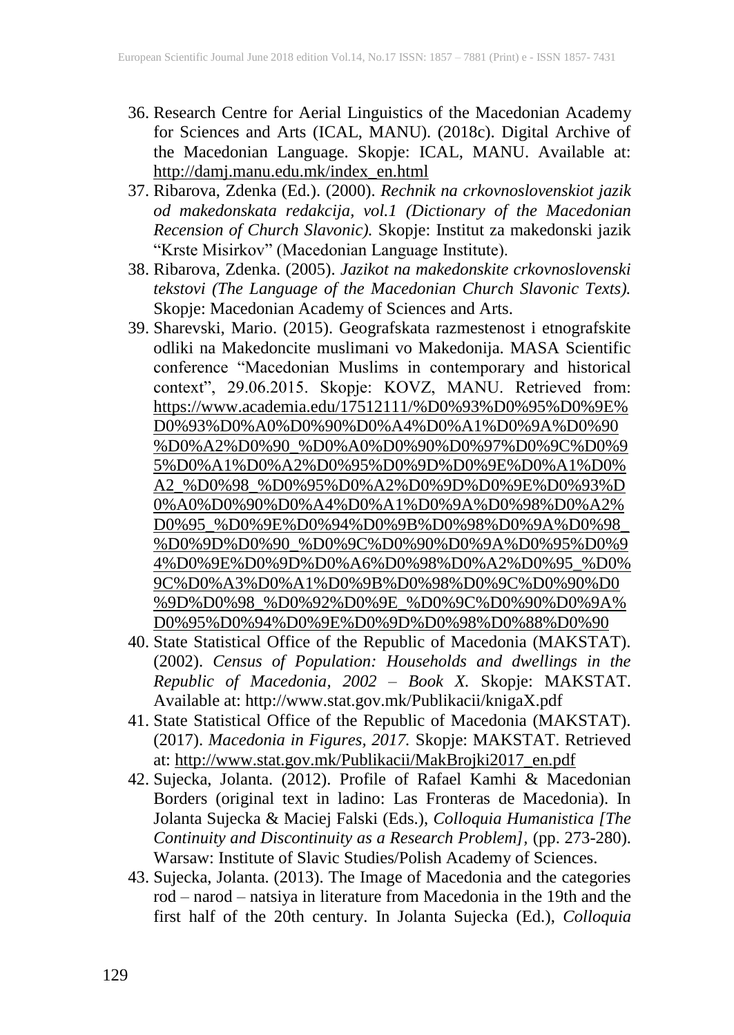36. Research Centre for Aerial Linguistics of the Macedonian Academy for Sciences and Arts (ICAL, MANU). (2018c). Digital Archive of the Macedonian Language. Skopje: ICAL, MANU. Available at: http://damj.manu.edu.mk/index_en.html
37. Ribarova, Zdenka (Ed.). (2000). *Rechnik na crkovnoslovenskiot jazik od makedonskata redakcija, vol.1 (Dictionary of the Macedonian Recension of Church Slavonic).* Skopje: Institut za makedonski jazik "Krste Misirkov" (Macedonian Language Institute).
38. Ribarova, Zdenka. (2005). *Jazikot na makedonskite crkovnoslovenski tekstovi (The Language of the Macedonian Church Slavonic Texts).* Skopje: Macedonian Academy of Sciences and Arts.
39. Sharevski, Mario. (2015). Geografskata razmestenost i etnografskite odliki na Makedoncite muslimani vo Makedonija. MASA Scientific conference "Macedonian Muslims in contemporary and historical context", 29.06.2015. Skopje: KOVZ, MANU. Retrieved from: https://www.academia.edu/17512111/%D0%93%D0%95%D0%9E%D0%93%D0%A0%D0%90%D0%A4%D0%A1%D0%9A%D0%90%D0%A2%D0%90_%D0%A0%D0%90%D0%97%D0%9C%D0%95%D0%A1%D0%A2%D0%95%D0%9D%D0%9E%D0%A1%D0%A2_%D0%98_%D0%95%D0%A2%D0%9D%D0%9E%D0%93%D0%A0%D0%90%D0%A4%D0%A1%D0%9A%D0%98%D0%A2%D0%95_%D0%9E%D0%94%D0%9B%D0%98%D0%9A%D0%98_%D0%9D%D0%90_%D0%9C%D0%90%D0%9A%D0%95%D0%94%D0%9E%D0%9D%D0%A6%D0%98%D0%A2%D0%95_%D0%9C%D0%A3%D0%A1%D0%9B%D0%98%D0%9C%D0%90%D0%9D%D0%98_%D0%92%D0%9E_%D0%9C%D0%90%D0%9A%D0%95%D0%94%D0%9E%D0%9D%D0%98%D0%88%D0%90
40. State Statistical Office of the Republic of Macedonia (MAKSTAT). (2002). *Census of Population: Households and dwellings in the Republic of Macedonia, 2002 – Book X.* Skopje: MAKSTAT. Available at: http://www.stat.gov.mk/Publikacii/knigaX.pdf
41. State Statistical Office of the Republic of Macedonia (MAKSTAT). (2017). *Macedonia in Figures, 2017.* Skopje: MAKSTAT. Retrieved at: http://www.stat.gov.mk/Publikacii/MakBrojki2017_en.pdf
42. Sujecka, Jolanta. (2012). Profile of Rafael Kamhi & Macedonian Borders (original text in ladino: Las Fronteras de Macedonia). In Jolanta Sujecka & Maciej Falski (Eds.), *Colloquia Humanistica [The Continuity and Discontinuity as a Research Problem],* (pp. 273-280). Warsaw: Institute of Slavic Studies/Polish Academy of Sciences.
43. Sujecka, Jolanta. (2013). The Image of Macedonia and the categories rod – narod – natsiya in literature from Macedonia in the 19th and the first half of the 20th century. In Jolanta Sujecka (Ed.), *Colloquia*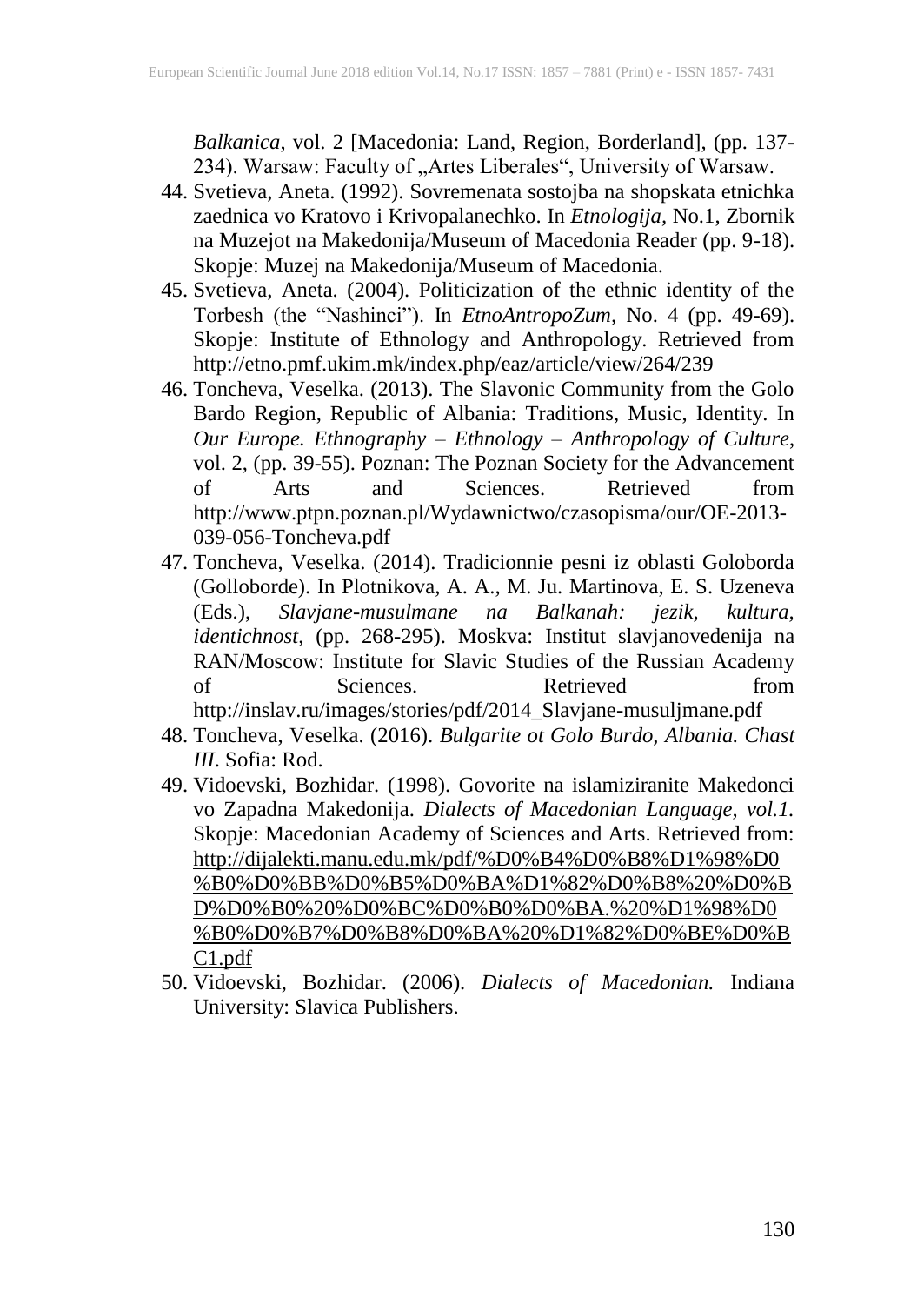*Balkanica*, vol. 2 [Macedonia: Land, Region, Borderland], (pp. 137-234). Warsaw: Faculty of „Artes Liberales", University of Warsaw.

44. Svetieva, Aneta. (1992). Sovremenata sostojba na shopskata etnichka zaednica vo Kratovo i Krivopalanechko. In *Etnologija*, No.1, Zbornik na Muzejot na Makedonija/Museum of Macedonia Reader (pp. 9-18). Skopje: Muzej na Makedonija/Museum of Macedonia.
45. Svetieva, Aneta. (2004). Politicization of the ethnic identity of the Torbesh (the "Nashinci"). In *EtnoAntropoZum*, No. 4 (pp. 49-69). Skopje: Institute of Ethnology and Anthropology. Retrieved from http://etno.pmf.ukim.mk/index.php/eaz/article/view/264/239
46. Toncheva, Veselka. (2013). The Slavonic Community from the Golo Bardo Region, Republic of Albania: Traditions, Music, Identity. In *Our Europe. Ethnography – Ethnology – Anthropology of Culture*, vol. 2, (pp. 39-55). Poznan: The Poznan Society for the Advancement of Arts and Sciences. Retrieved from http://www.ptpn.poznan.pl/Wydawnictwo/czasopisma/our/OE-2013-039-056-Toncheva.pdf
47. Toncheva, Veselka. (2014). Tradicionnie pesni iz oblasti Goloborda (Golloborde). In Plotnikova, A. A., M. Ju. Martinova, E. S. Uzeneva (Eds.), *Slavjane-musulmane na Balkanah: jezik, kultura, identichnost*, (pp. 268-295). Moskva: Institut slavjanovedenija na RAN/Moscow: Institute for Slavic Studies of the Russian Academy of Sciences. Retrieved from http://inslav.ru/images/stories/pdf/2014_Slavjane-musuljmane.pdf
48. Toncheva, Veselka. (2016). *Bulgarite ot Golo Burdo, Albania. Chast III*. Sofia: Rod.
49. Vidoevski, Bozhidar. (1998). Govorite na islamiziranite Makedonci vo Zapadna Makedonija. *Dialects of Macedonian Language, vol.1.* Skopje: Macedonian Academy of Sciences and Arts. Retrieved from: http://dijalekti.manu.edu.mk/pdf/%D0%B4%D0%B8%D1%98%D0%B0%D0%BB%D0%B5%D0%BA%D1%82%D0%B8%20%D0%BD%D0%B0%20%D0%BC%D0%B0%D0%BA.%20%D1%98%D0%B0%D0%B7%D0%B8%D0%BA%20%D1%82%D0%BE%D0%BC1.pdf
50. Vidoevski, Bozhidar. (2006). *Dialects of Macedonian.* Indiana University: Slavica Publishers.